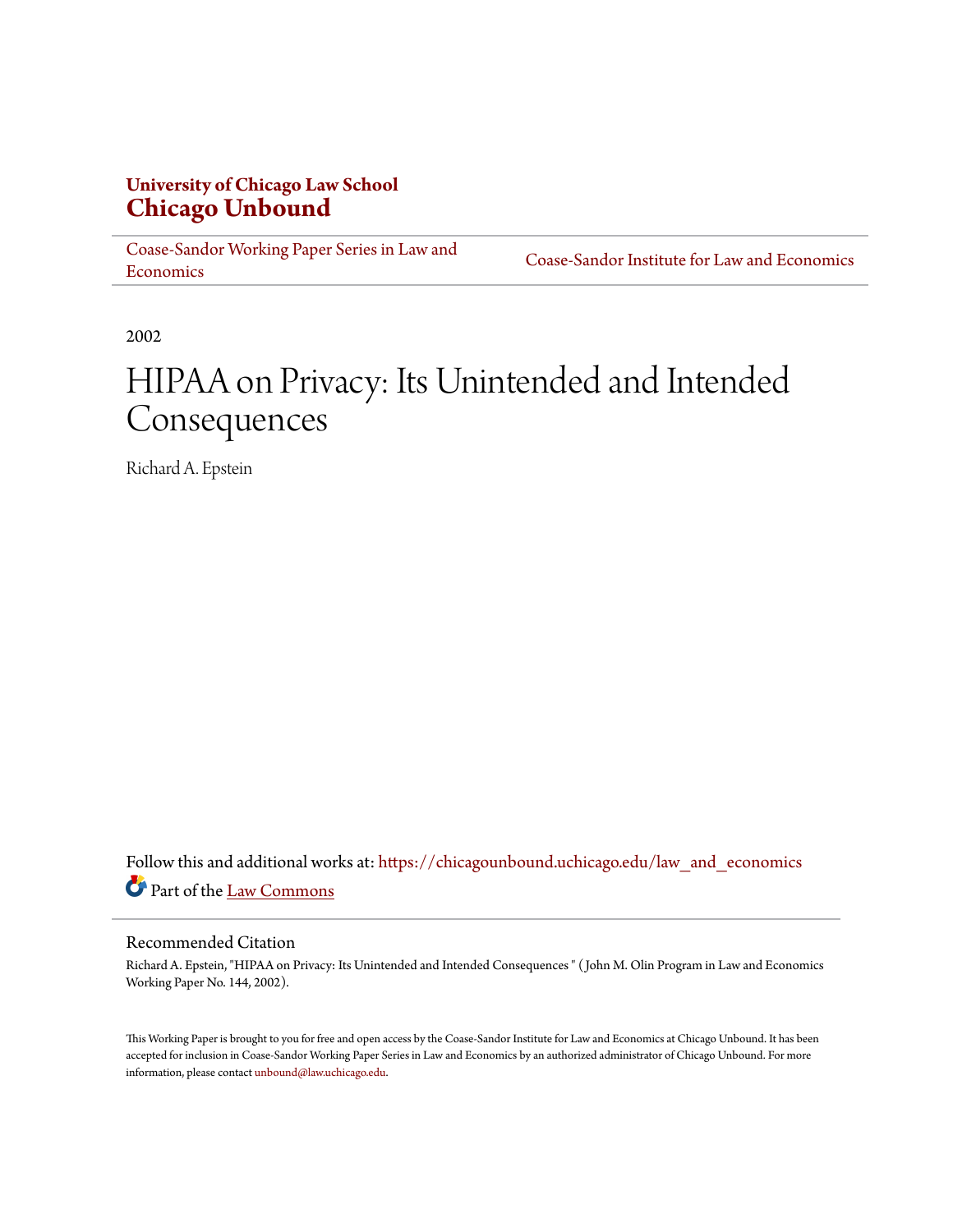**University of Chicago Law School**
**Chicago Unbound**

Coase-Sandor Working Paper Series in Law and Economics | Coase-Sandor Institute for Law and Economics

2002

# HIPAA on Privacy: Its Unintended and Intended Consequences

Richard A. Epstein

Follow this and additional works at: https://chicagounbound.uchicago.edu/law_and_economics

Part of the Law Commons

## Recommended Citation

Richard A. Epstein, "HIPAA on Privacy: Its Unintended and Intended Consequences " ( John M. Olin Program in Law and Economics Working Paper No. 144, 2002).

This Working Paper is brought to you for free and open access by the Coase-Sandor Institute for Law and Economics at Chicago Unbound. It has been accepted for inclusion in Coase-Sandor Working Paper Series in Law and Economics by an authorized administrator of Chicago Unbound. For more information, please contact unbound@law.uchicago.edu.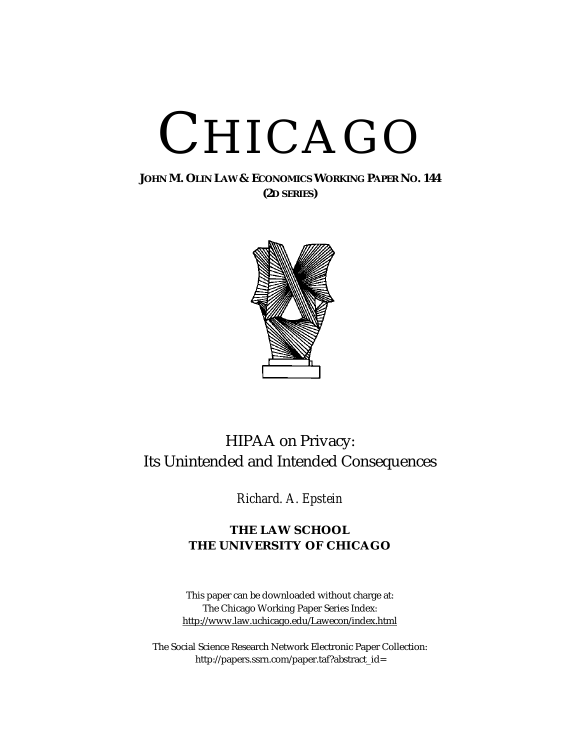# CHICAGO

**JOHN M. OLIN LAW & ECONOMICS WORKING PAPER NO. 144 (2D SERIES)**

## HIPAA on Privacy: Its Unintended and Intended Consequences

*Richard. A. Epstein*

**THE LAW SCHOOL**
**THE UNIVERSITY OF CHICAGO**

This paper can be downloaded without charge at:
The Chicago Working Paper Series Index:
http://www.law.uchicago.edu/Lawecon/index.html

The Social Science Research Network Electronic Paper Collection:
http://papers.ssrn.com/paper.taf?abstract_id=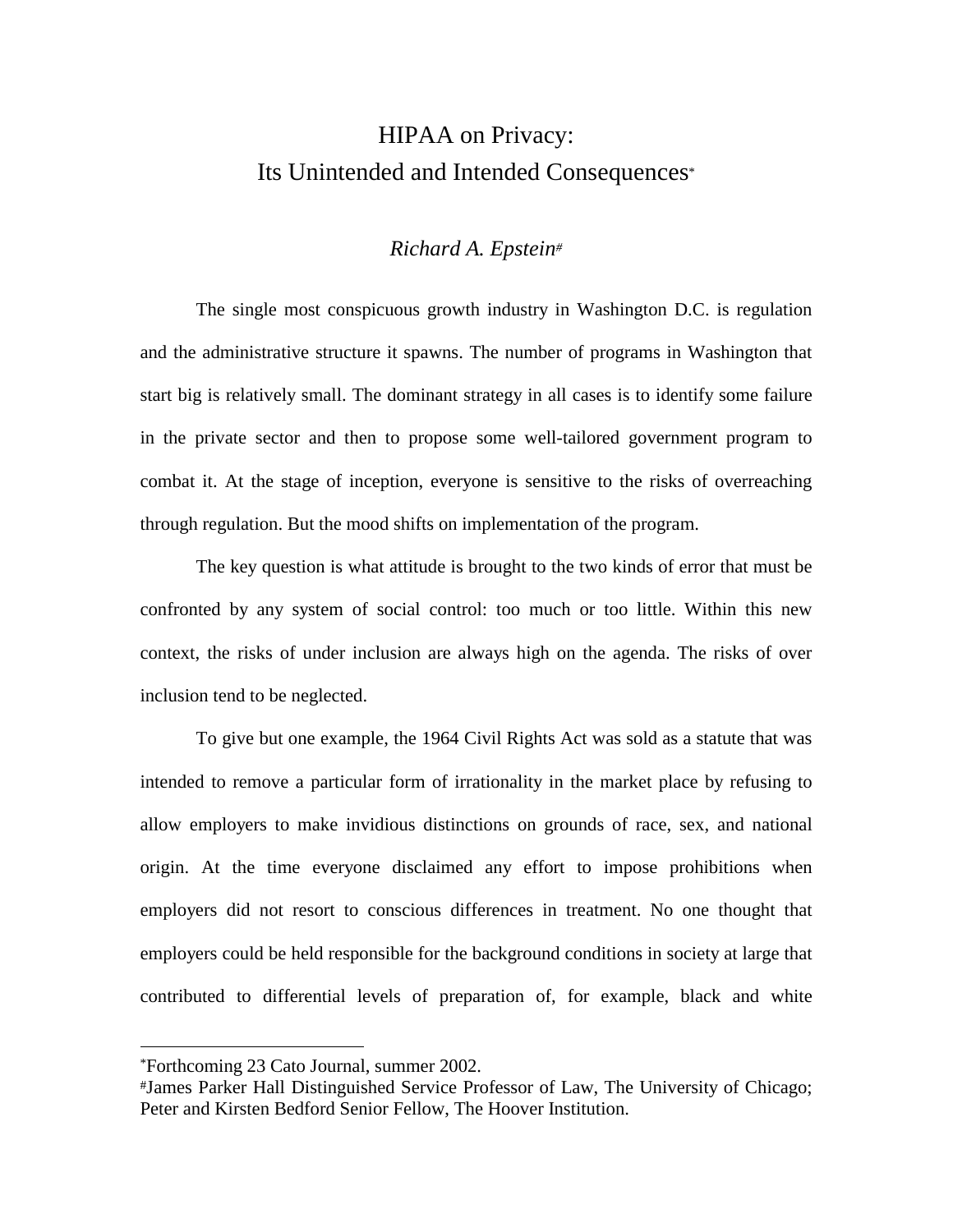# HIPAA on Privacy:
# Its Unintended and Intended Consequences[*]

*Richard A. Epstein*[#]

The single most conspicuous growth industry in Washington D.C. is regulation and the administrative structure it spawns. The number of programs in Washington that start big is relatively small. The dominant strategy in all cases is to identify some failure in the private sector and then to propose some well-tailored government program to combat it. At the stage of inception, everyone is sensitive to the risks of overreaching through regulation. But the mood shifts on implementation of the program.

The key question is what attitude is brought to the two kinds of error that must be confronted by any system of social control: too much or too little. Within this new context, the risks of under inclusion are always high on the agenda. The risks of over inclusion tend to be neglected.

To give but one example, the 1964 Civil Rights Act was sold as a statute that was intended to remove a particular form of irrationality in the market place by refusing to allow employers to make invidious distinctions on grounds of race, sex, and national origin. At the time everyone disclaimed any effort to impose prohibitions when employers did not resort to conscious differences in treatment. No one thought that employers could be held responsible for the background conditions in society at large that contributed to differential levels of preparation of, for example, black and white

---

[*] Forthcoming 23 Cato Journal, summer 2002.

[#] James Parker Hall Distinguished Service Professor of Law, The University of Chicago; Peter and Kirsten Bedford Senior Fellow, The Hoover Institution.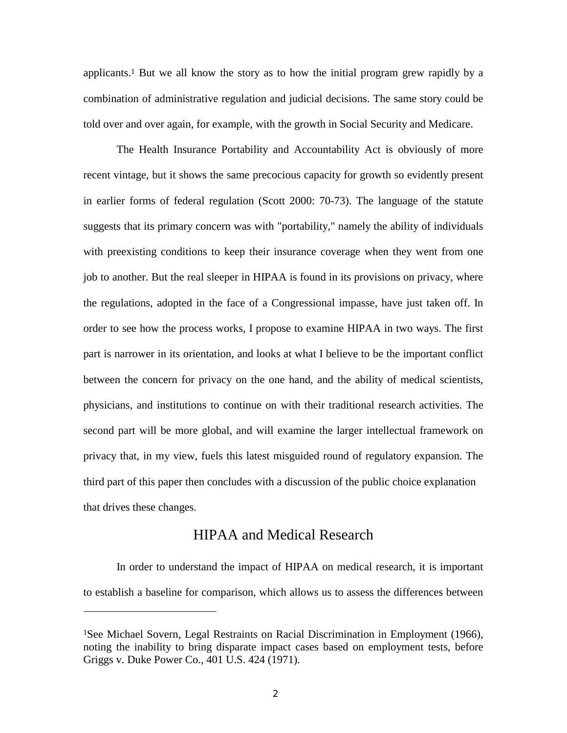applicants.[1] But we all know the story as to how the initial program grew rapidly by a combination of administrative regulation and judicial decisions. The same story could be told over and over again, for example, with the growth in Social Security and Medicare.

The Health Insurance Portability and Accountability Act is obviously of more recent vintage, but it shows the same precocious capacity for growth so evidently present in earlier forms of federal regulation (Scott 2000: 70-73). The language of the statute suggests that its primary concern was with "portability," namely the ability of individuals with preexisting conditions to keep their insurance coverage when they went from one job to another. But the real sleeper in HIPAA is found in its provisions on privacy, where the regulations, adopted in the face of a Congressional impasse, have just taken off. In order to see how the process works, I propose to examine HIPAA in two ways. The first part is narrower in its orientation, and looks at what I believe to be the important conflict between the concern for privacy on the one hand, and the ability of medical scientists, physicians, and institutions to continue on with their traditional research activities. The second part will be more global, and will examine the larger intellectual framework on privacy that, in my view, fuels this latest misguided round of regulatory expansion. The third part of this paper then concludes with a discussion of the public choice explanation that drives these changes.

## HIPAA and Medical Research

In order to understand the impact of HIPAA on medical research, it is important to establish a baseline for comparison, which allows us to assess the differences between

---

[1]See Michael Sovern, Legal Restraints on Racial Discrimination in Employment (1966), noting the inability to bring disparate impact cases based on employment tests, before Griggs v. Duke Power Co., 401 U.S. 424 (1971).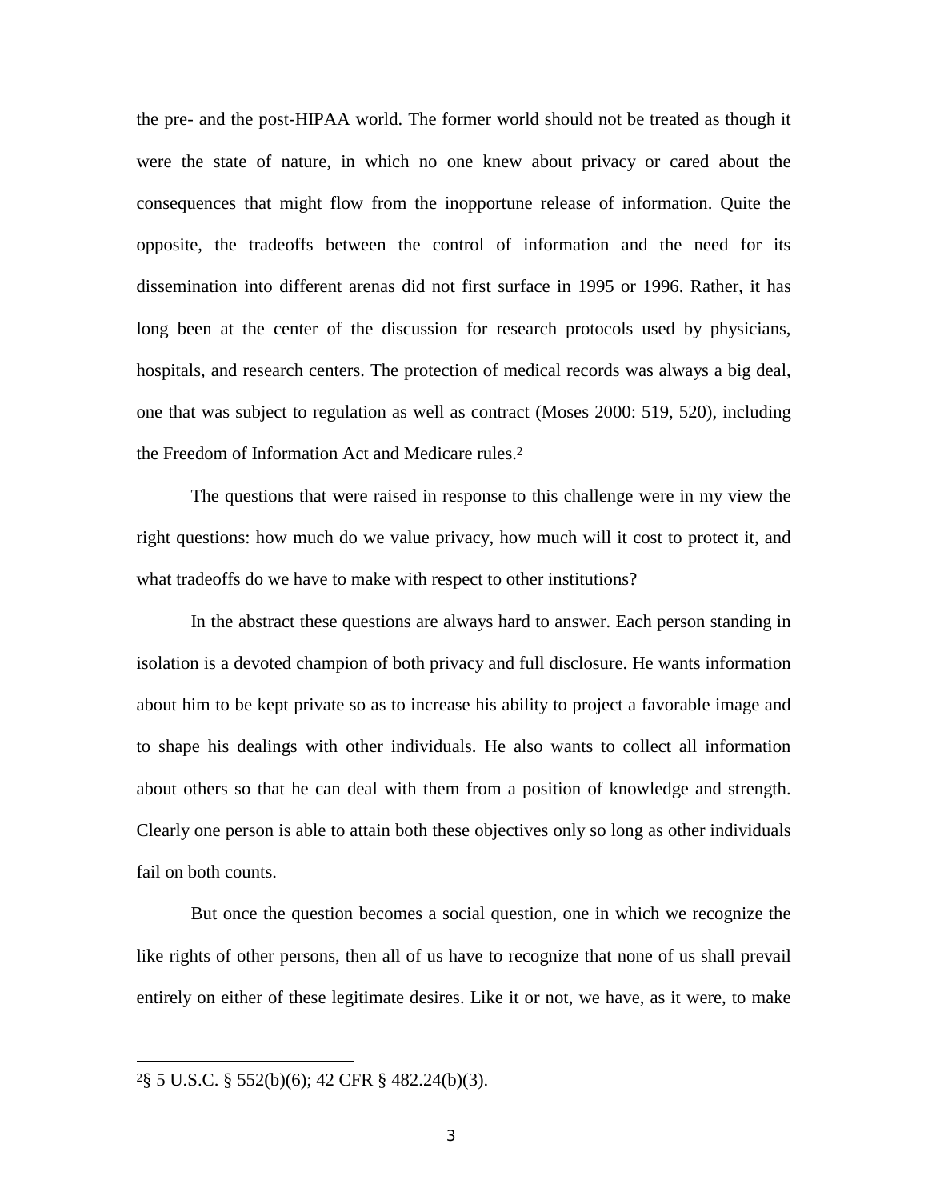the pre- and the post-HIPAA world. The former world should not be treated as though it were the state of nature, in which no one knew about privacy or cared about the consequences that might flow from the inopportune release of information. Quite the opposite, the tradeoffs between the control of information and the need for its dissemination into different arenas did not first surface in 1995 or 1996. Rather, it has long been at the center of the discussion for research protocols used by physicians, hospitals, and research centers. The protection of medical records was always a big deal, one that was subject to regulation as well as contract (Moses 2000: 519, 520), including the Freedom of Information Act and Medicare rules.[2]

The questions that were raised in response to this challenge were in my view the right questions: how much do we value privacy, how much will it cost to protect it, and what tradeoffs do we have to make with respect to other institutions?

In the abstract these questions are always hard to answer. Each person standing in isolation is a devoted champion of both privacy and full disclosure. He wants information about him to be kept private so as to increase his ability to project a favorable image and to shape his dealings with other individuals. He also wants to collect all information about others so that he can deal with them from a position of knowledge and strength. Clearly one person is able to attain both these objectives only so long as other individuals fail on both counts.

But once the question becomes a social question, one in which we recognize the like rights of other persons, then all of us have to recognize that none of us shall prevail entirely on either of these legitimate desires. Like it or not, we have, as it were, to make

[2] § 5 U.S.C. § 552(b)(6); 42 CFR § 482.24(b)(3).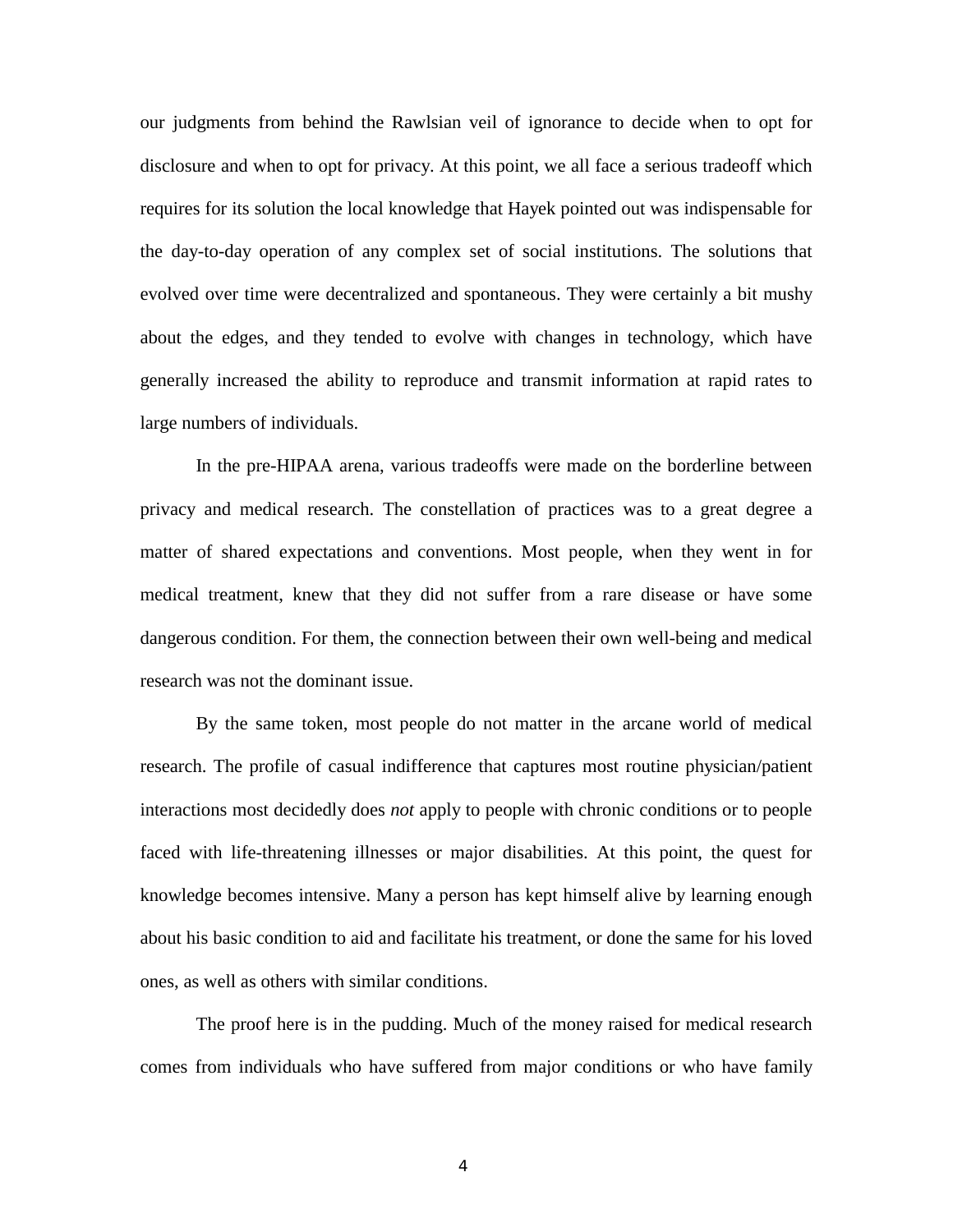our judgments from behind the Rawlsian veil of ignorance to decide when to opt for disclosure and when to opt for privacy. At this point, we all face a serious tradeoff which requires for its solution the local knowledge that Hayek pointed out was indispensable for the day-to-day operation of any complex set of social institutions. The solutions that evolved over time were decentralized and spontaneous. They were certainly a bit mushy about the edges, and they tended to evolve with changes in technology, which have generally increased the ability to reproduce and transmit information at rapid rates to large numbers of individuals.

In the pre-HIPAA arena, various tradeoffs were made on the borderline between privacy and medical research. The constellation of practices was to a great degree a matter of shared expectations and conventions. Most people, when they went in for medical treatment, knew that they did not suffer from a rare disease or have some dangerous condition. For them, the connection between their own well-being and medical research was not the dominant issue.

By the same token, most people do not matter in the arcane world of medical research. The profile of casual indifference that captures most routine physician/patient interactions most decidedly does *not* apply to people with chronic conditions or to people faced with life-threatening illnesses or major disabilities. At this point, the quest for knowledge becomes intensive. Many a person has kept himself alive by learning enough about his basic condition to aid and facilitate his treatment, or done the same for his loved ones, as well as others with similar conditions.

The proof here is in the pudding. Much of the money raised for medical research comes from individuals who have suffered from major conditions or who have family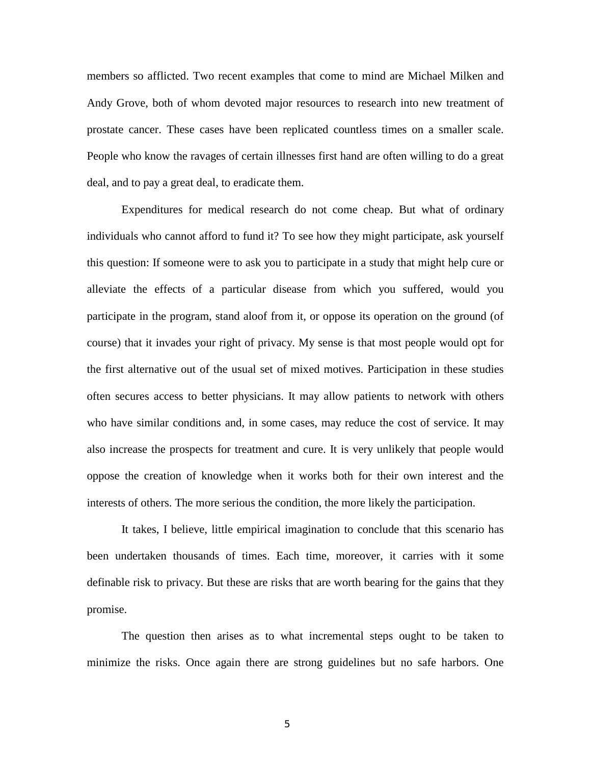members so afflicted. Two recent examples that come to mind are Michael Milken and Andy Grove, both of whom devoted major resources to research into new treatment of prostate cancer. These cases have been replicated countless times on a smaller scale. People who know the ravages of certain illnesses first hand are often willing to do a great deal, and to pay a great deal, to eradicate them.

Expenditures for medical research do not come cheap. But what of ordinary individuals who cannot afford to fund it? To see how they might participate, ask yourself this question: If someone were to ask you to participate in a study that might help cure or alleviate the effects of a particular disease from which you suffered, would you participate in the program, stand aloof from it, or oppose its operation on the ground (of course) that it invades your right of privacy. My sense is that most people would opt for the first alternative out of the usual set of mixed motives. Participation in these studies often secures access to better physicians. It may allow patients to network with others who have similar conditions and, in some cases, may reduce the cost of service. It may also increase the prospects for treatment and cure. It is very unlikely that people would oppose the creation of knowledge when it works both for their own interest and the interests of others. The more serious the condition, the more likely the participation.

It takes, I believe, little empirical imagination to conclude that this scenario has been undertaken thousands of times. Each time, moreover, it carries with it some definable risk to privacy. But these are risks that are worth bearing for the gains that they promise.

The question then arises as to what incremental steps ought to be taken to minimize the risks. Once again there are strong guidelines but no safe harbors. One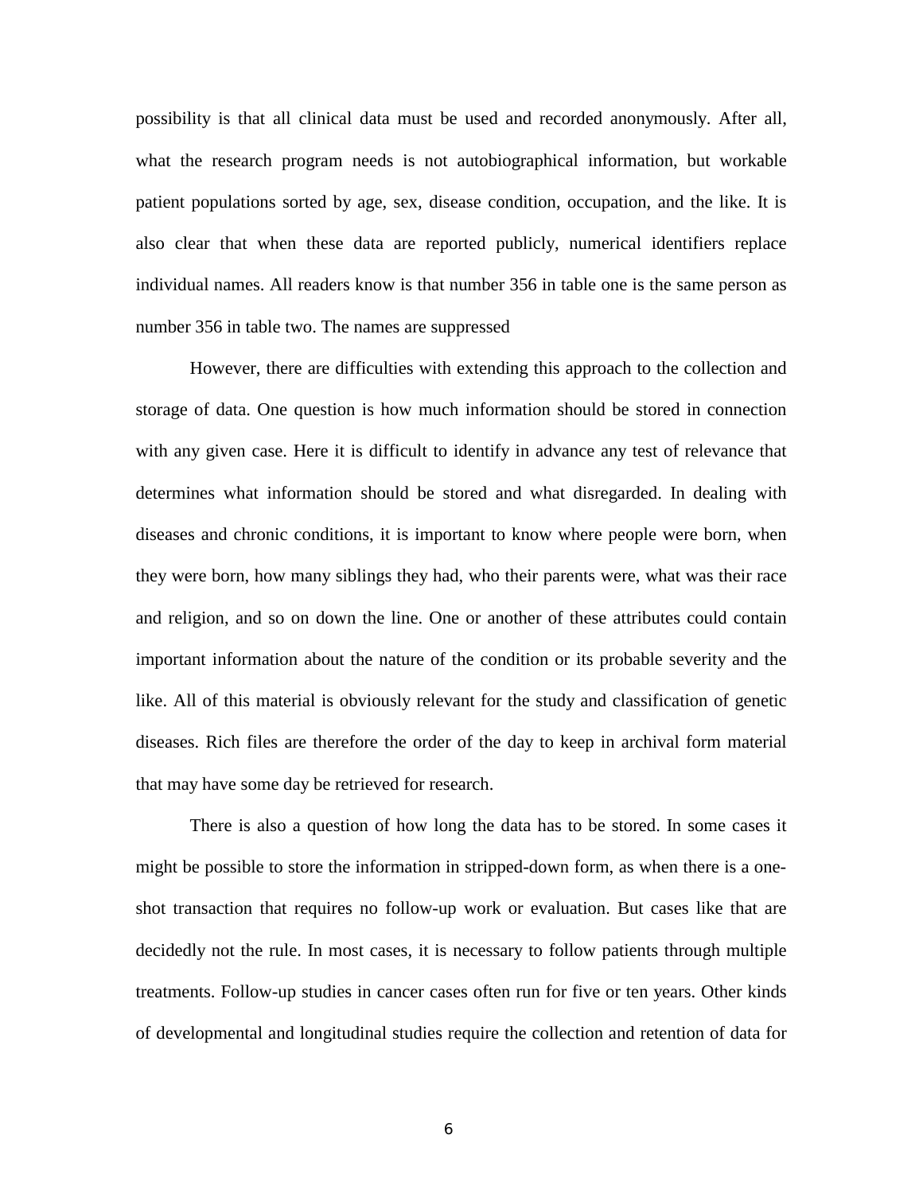possibility is that all clinical data must be used and recorded anonymously. After all, what the research program needs is not autobiographical information, but workable patient populations sorted by age, sex, disease condition, occupation, and the like. It is also clear that when these data are reported publicly, numerical identifiers replace individual names. All readers know is that number 356 in table one is the same person as number 356 in table two. The names are suppressed

However, there are difficulties with extending this approach to the collection and storage of data. One question is how much information should be stored in connection with any given case. Here it is difficult to identify in advance any test of relevance that determines what information should be stored and what disregarded. In dealing with diseases and chronic conditions, it is important to know where people were born, when they were born, how many siblings they had, who their parents were, what was their race and religion, and so on down the line. One or another of these attributes could contain important information about the nature of the condition or its probable severity and the like. All of this material is obviously relevant for the study and classification of genetic diseases. Rich files are therefore the order of the day to keep in archival form material that may have some day be retrieved for research.

There is also a question of how long the data has to be stored. In some cases it might be possible to store the information in stripped-down form, as when there is a one-shot transaction that requires no follow-up work or evaluation. But cases like that are decidedly not the rule. In most cases, it is necessary to follow patients through multiple treatments. Follow-up studies in cancer cases often run for five or ten years. Other kinds of developmental and longitudinal studies require the collection and retention of data for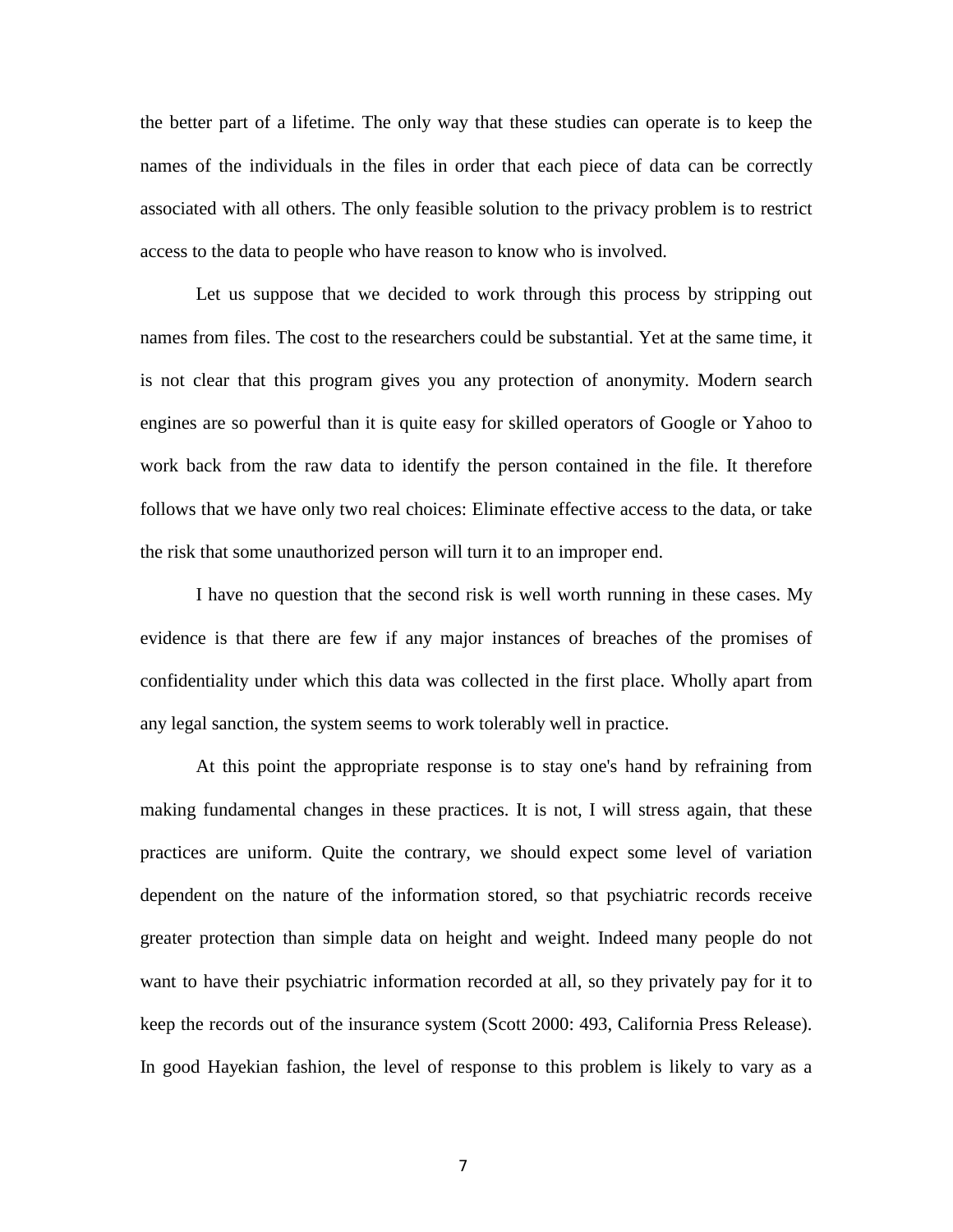the better part of a lifetime. The only way that these studies can operate is to keep the names of the individuals in the files in order that each piece of data can be correctly associated with all others. The only feasible solution to the privacy problem is to restrict access to the data to people who have reason to know who is involved.

Let us suppose that we decided to work through this process by stripping out names from files. The cost to the researchers could be substantial. Yet at the same time, it is not clear that this program gives you any protection of anonymity. Modern search engines are so powerful than it is quite easy for skilled operators of Google or Yahoo to work back from the raw data to identify the person contained in the file. It therefore follows that we have only two real choices: Eliminate effective access to the data, or take the risk that some unauthorized person will turn it to an improper end.

I have no question that the second risk is well worth running in these cases. My evidence is that there are few if any major instances of breaches of the promises of confidentiality under which this data was collected in the first place. Wholly apart from any legal sanction, the system seems to work tolerably well in practice.

At this point the appropriate response is to stay one's hand by refraining from making fundamental changes in these practices. It is not, I will stress again, that these practices are uniform. Quite the contrary, we should expect some level of variation dependent on the nature of the information stored, so that psychiatric records receive greater protection than simple data on height and weight. Indeed many people do not want to have their psychiatric information recorded at all, so they privately pay for it to keep the records out of the insurance system (Scott 2000: 493, California Press Release). In good Hayekian fashion, the level of response to this problem is likely to vary as a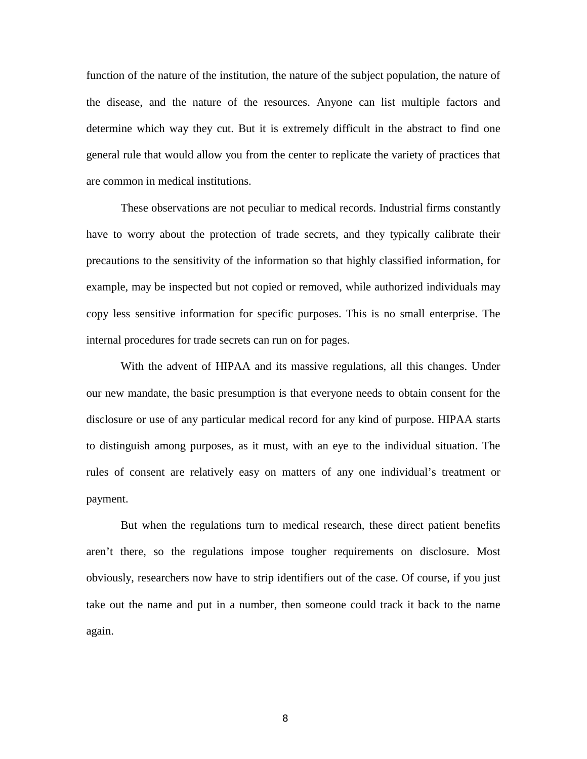function of the nature of the institution, the nature of the subject population, the nature of the disease, and the nature of the resources. Anyone can list multiple factors and determine which way they cut. But it is extremely difficult in the abstract to find one general rule that would allow you from the center to replicate the variety of practices that are common in medical institutions.

These observations are not peculiar to medical records. Industrial firms constantly have to worry about the protection of trade secrets, and they typically calibrate their precautions to the sensitivity of the information so that highly classified information, for example, may be inspected but not copied or removed, while authorized individuals may copy less sensitive information for specific purposes. This is no small enterprise. The internal procedures for trade secrets can run on for pages.

With the advent of HIPAA and its massive regulations, all this changes. Under our new mandate, the basic presumption is that everyone needs to obtain consent for the disclosure or use of any particular medical record for any kind of purpose. HIPAA starts to distinguish among purposes, as it must, with an eye to the individual situation. The rules of consent are relatively easy on matters of any one individual's treatment or payment.

But when the regulations turn to medical research, these direct patient benefits aren't there, so the regulations impose tougher requirements on disclosure. Most obviously, researchers now have to strip identifiers out of the case. Of course, if you just take out the name and put in a number, then someone could track it back to the name again.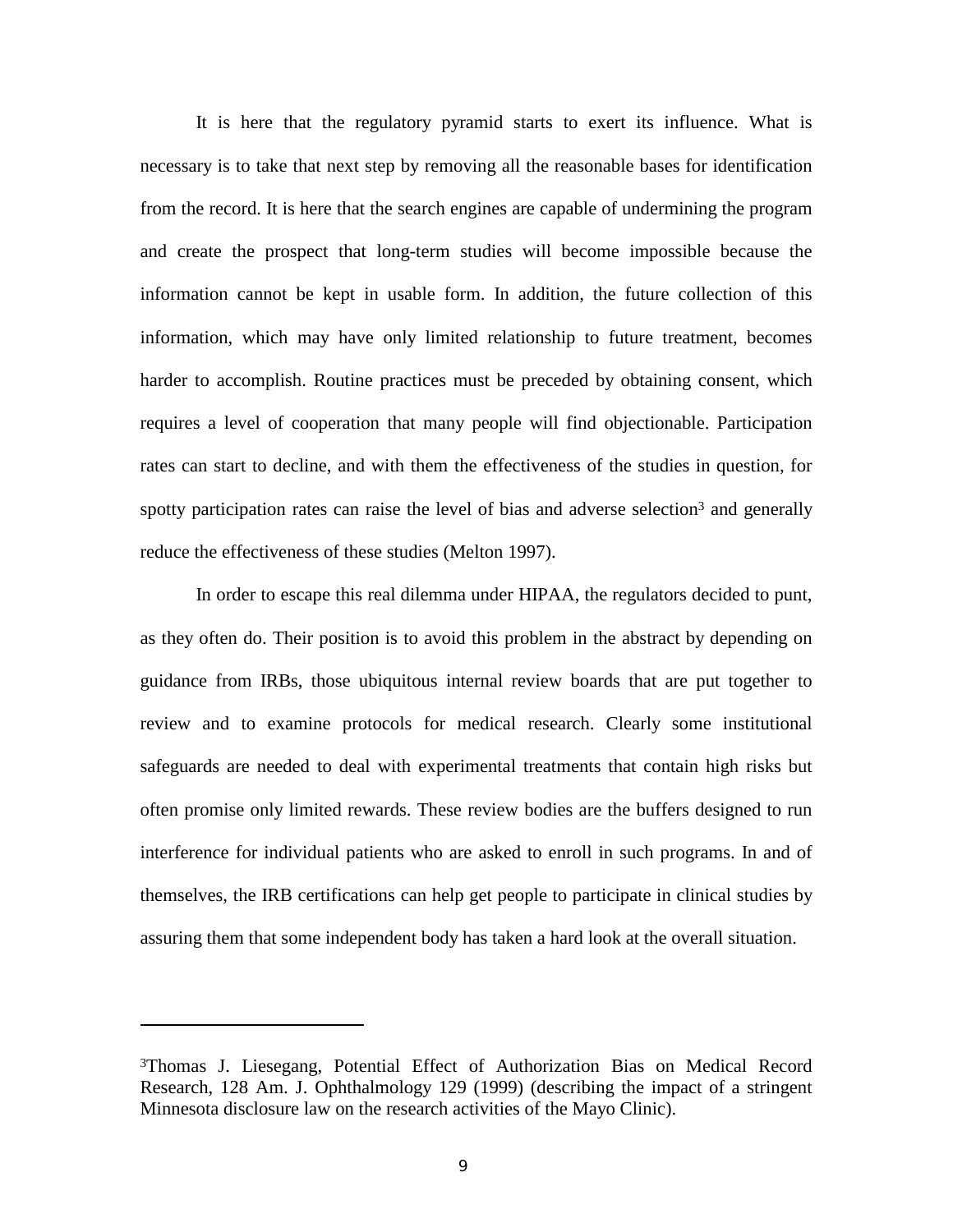It is here that the regulatory pyramid starts to exert its influence. What is necessary is to take that next step by removing all the reasonable bases for identification from the record. It is here that the search engines are capable of undermining the program and create the prospect that long-term studies will become impossible because the information cannot be kept in usable form. In addition, the future collection of this information, which may have only limited relationship to future treatment, becomes harder to accomplish. Routine practices must be preceded by obtaining consent, which requires a level of cooperation that many people will find objectionable. Participation rates can start to decline, and with them the effectiveness of the studies in question, for spotty participation rates can raise the level of bias and adverse selection[3] and generally reduce the effectiveness of these studies (Melton 1997).

In order to escape this real dilemma under HIPAA, the regulators decided to punt, as they often do. Their position is to avoid this problem in the abstract by depending on guidance from IRBs, those ubiquitous internal review boards that are put together to review and to examine protocols for medical research. Clearly some institutional safeguards are needed to deal with experimental treatments that contain high risks but often promise only limited rewards. These review bodies are the buffers designed to run interference for individual patients who are asked to enroll in such programs. In and of themselves, the IRB certifications can help get people to participate in clinical studies by assuring them that some independent body has taken a hard look at the overall situation.

---

[3]Thomas J. Liesegang, Potential Effect of Authorization Bias on Medical Record Research, 128 Am. J. Ophthalmology 129 (1999) (describing the impact of a stringent Minnesota disclosure law on the research activities of the Mayo Clinic).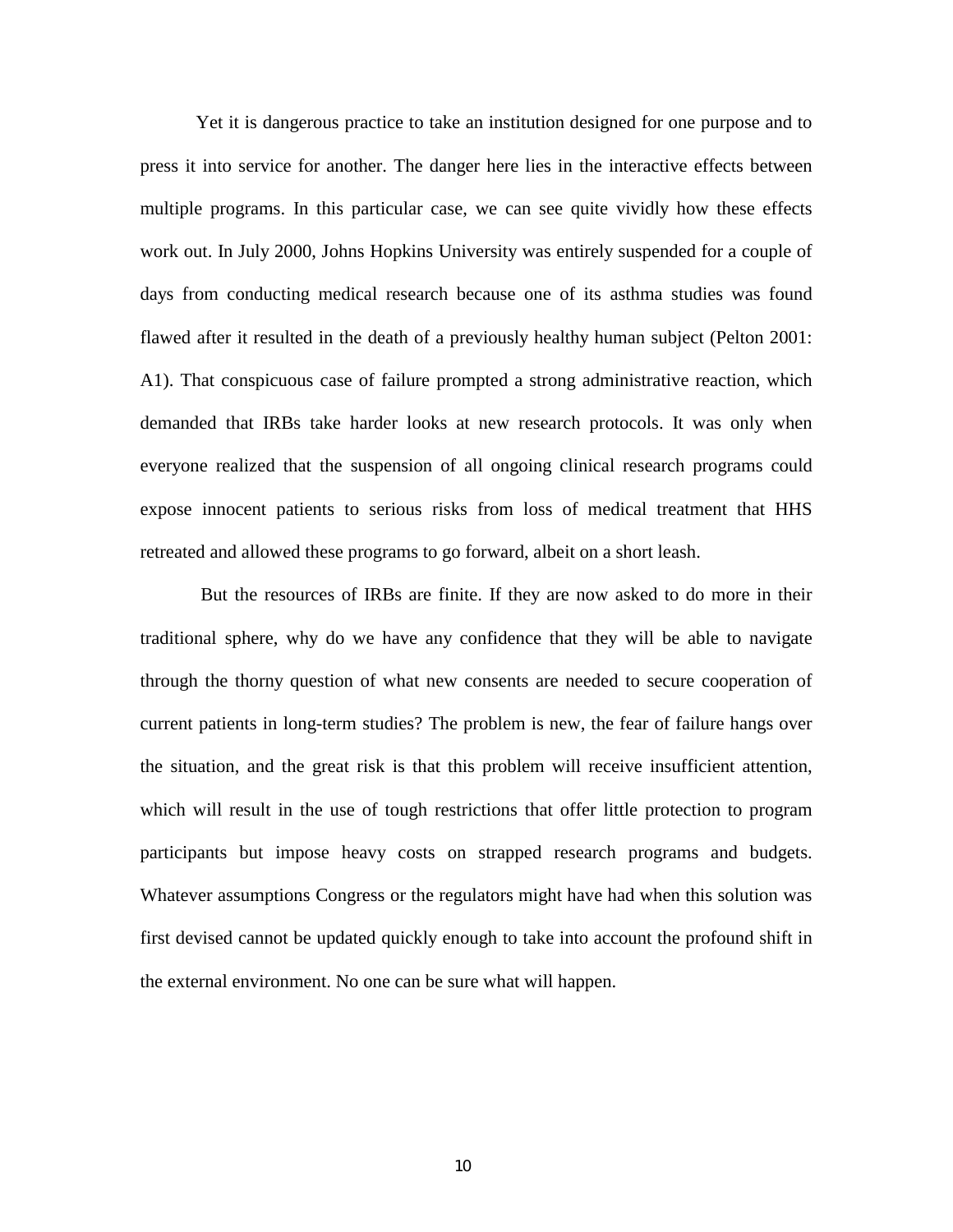Yet it is dangerous practice to take an institution designed for one purpose and to press it into service for another. The danger here lies in the interactive effects between multiple programs. In this particular case, we can see quite vividly how these effects work out. In July 2000, Johns Hopkins University was entirely suspended for a couple of days from conducting medical research because one of its asthma studies was found flawed after it resulted in the death of a previously healthy human subject (Pelton 2001: A1). That conspicuous case of failure prompted a strong administrative reaction, which demanded that IRBs take harder looks at new research protocols. It was only when everyone realized that the suspension of all ongoing clinical research programs could expose innocent patients to serious risks from loss of medical treatment that HHS retreated and allowed these programs to go forward, albeit on a short leash.

But the resources of IRBs are finite. If they are now asked to do more in their traditional sphere, why do we have any confidence that they will be able to navigate through the thorny question of what new consents are needed to secure cooperation of current patients in long-term studies? The problem is new, the fear of failure hangs over the situation, and the great risk is that this problem will receive insufficient attention, which will result in the use of tough restrictions that offer little protection to program participants but impose heavy costs on strapped research programs and budgets. Whatever assumptions Congress or the regulators might have had when this solution was first devised cannot be updated quickly enough to take into account the profound shift in the external environment. No one can be sure what will happen.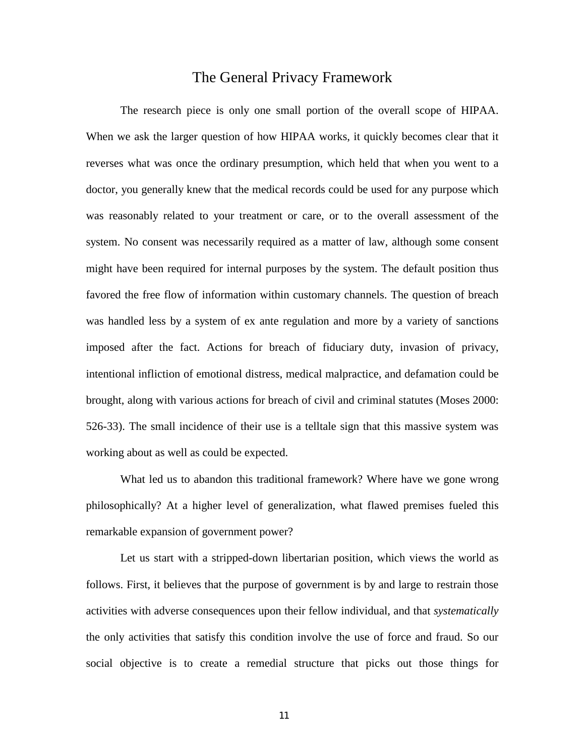# The General Privacy Framework

The research piece is only one small portion of the overall scope of HIPAA. When we ask the larger question of how HIPAA works, it quickly becomes clear that it reverses what was once the ordinary presumption, which held that when you went to a doctor, you generally knew that the medical records could be used for any purpose which was reasonably related to your treatment or care, or to the overall assessment of the system. No consent was necessarily required as a matter of law, although some consent might have been required for internal purposes by the system. The default position thus favored the free flow of information within customary channels. The question of breach was handled less by a system of ex ante regulation and more by a variety of sanctions imposed after the fact. Actions for breach of fiduciary duty, invasion of privacy, intentional infliction of emotional distress, medical malpractice, and defamation could be brought, along with various actions for breach of civil and criminal statutes (Moses 2000: 526-33). The small incidence of their use is a telltale sign that this massive system was working about as well as could be expected.

What led us to abandon this traditional framework? Where have we gone wrong philosophically? At a higher level of generalization, what flawed premises fueled this remarkable expansion of government power?

Let us start with a stripped-down libertarian position, which views the world as follows. First, it believes that the purpose of government is by and large to restrain those activities with adverse consequences upon their fellow individual, and that *systematically* the only activities that satisfy this condition involve the use of force and fraud. So our social objective is to create a remedial structure that picks out those things for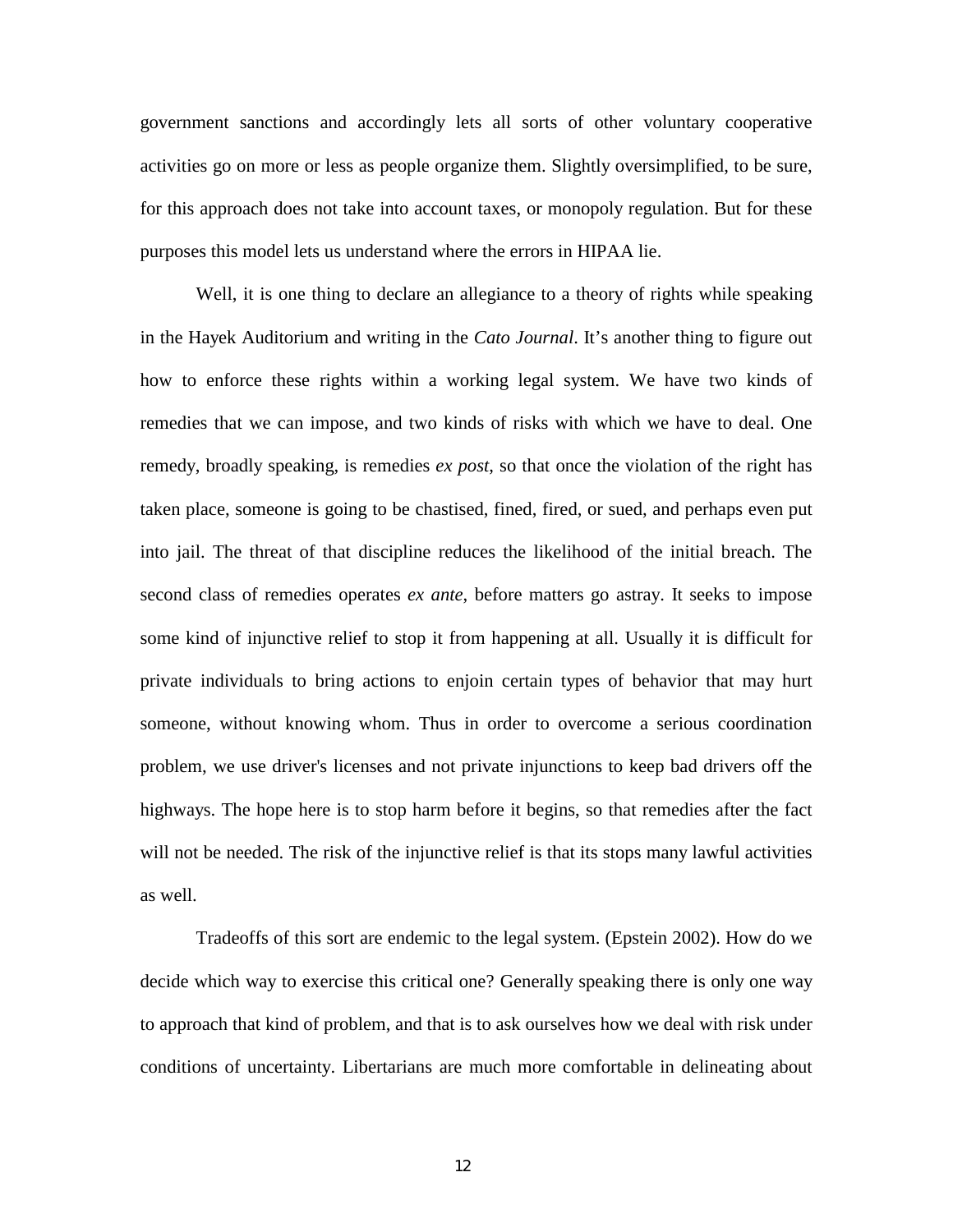government sanctions and accordingly lets all sorts of other voluntary cooperative activities go on more or less as people organize them. Slightly oversimplified, to be sure, for this approach does not take into account taxes, or monopoly regulation. But for these purposes this model lets us understand where the errors in HIPAA lie.

Well, it is one thing to declare an allegiance to a theory of rights while speaking in the Hayek Auditorium and writing in the *Cato Journal*. It's another thing to figure out how to enforce these rights within a working legal system. We have two kinds of remedies that we can impose, and two kinds of risks with which we have to deal. One remedy, broadly speaking, is remedies *ex post*, so that once the violation of the right has taken place, someone is going to be chastised, fined, fired, or sued, and perhaps even put into jail. The threat of that discipline reduces the likelihood of the initial breach. The second class of remedies operates *ex ante*, before matters go astray. It seeks to impose some kind of injunctive relief to stop it from happening at all. Usually it is difficult for private individuals to bring actions to enjoin certain types of behavior that may hurt someone, without knowing whom. Thus in order to overcome a serious coordination problem, we use driver's licenses and not private injunctions to keep bad drivers off the highways. The hope here is to stop harm before it begins, so that remedies after the fact will not be needed. The risk of the injunctive relief is that its stops many lawful activities as well.

Tradeoffs of this sort are endemic to the legal system. (Epstein 2002). How do we decide which way to exercise this critical one? Generally speaking there is only one way to approach that kind of problem, and that is to ask ourselves how we deal with risk under conditions of uncertainty. Libertarians are much more comfortable in delineating about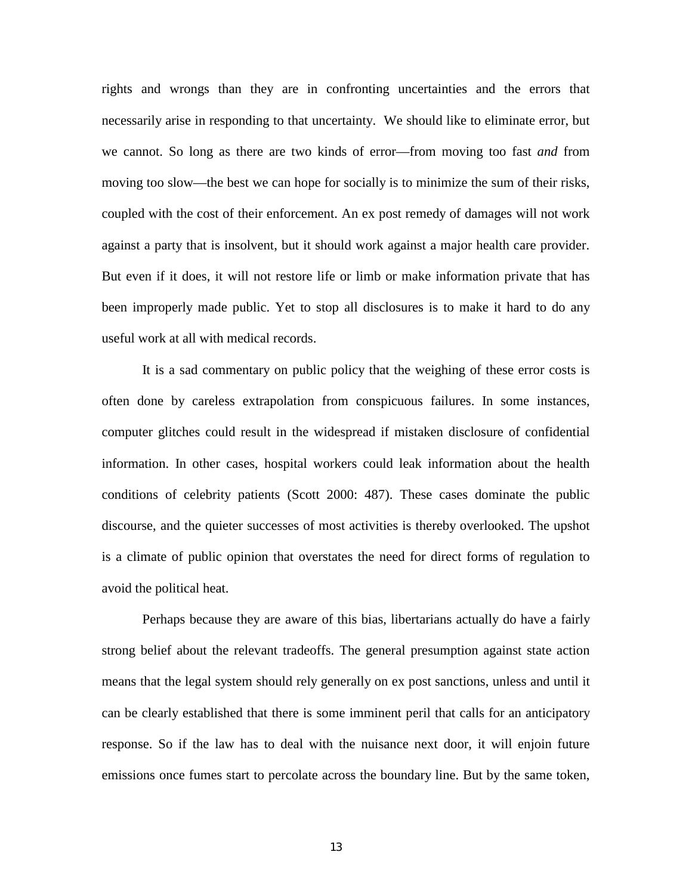rights and wrongs than they are in confronting uncertainties and the errors that necessarily arise in responding to that uncertainty. We should like to eliminate error, but we cannot. So long as there are two kinds of error—from moving too fast *and* from moving too slow—the best we can hope for socially is to minimize the sum of their risks, coupled with the cost of their enforcement. An ex post remedy of damages will not work against a party that is insolvent, but it should work against a major health care provider. But even if it does, it will not restore life or limb or make information private that has been improperly made public. Yet to stop all disclosures is to make it hard to do any useful work at all with medical records.

It is a sad commentary on public policy that the weighing of these error costs is often done by careless extrapolation from conspicuous failures. In some instances, computer glitches could result in the widespread if mistaken disclosure of confidential information. In other cases, hospital workers could leak information about the health conditions of celebrity patients (Scott 2000: 487). These cases dominate the public discourse, and the quieter successes of most activities is thereby overlooked. The upshot is a climate of public opinion that overstates the need for direct forms of regulation to avoid the political heat.

Perhaps because they are aware of this bias, libertarians actually do have a fairly strong belief about the relevant tradeoffs. The general presumption against state action means that the legal system should rely generally on ex post sanctions, unless and until it can be clearly established that there is some imminent peril that calls for an anticipatory response. So if the law has to deal with the nuisance next door, it will enjoin future emissions once fumes start to percolate across the boundary line. But by the same token,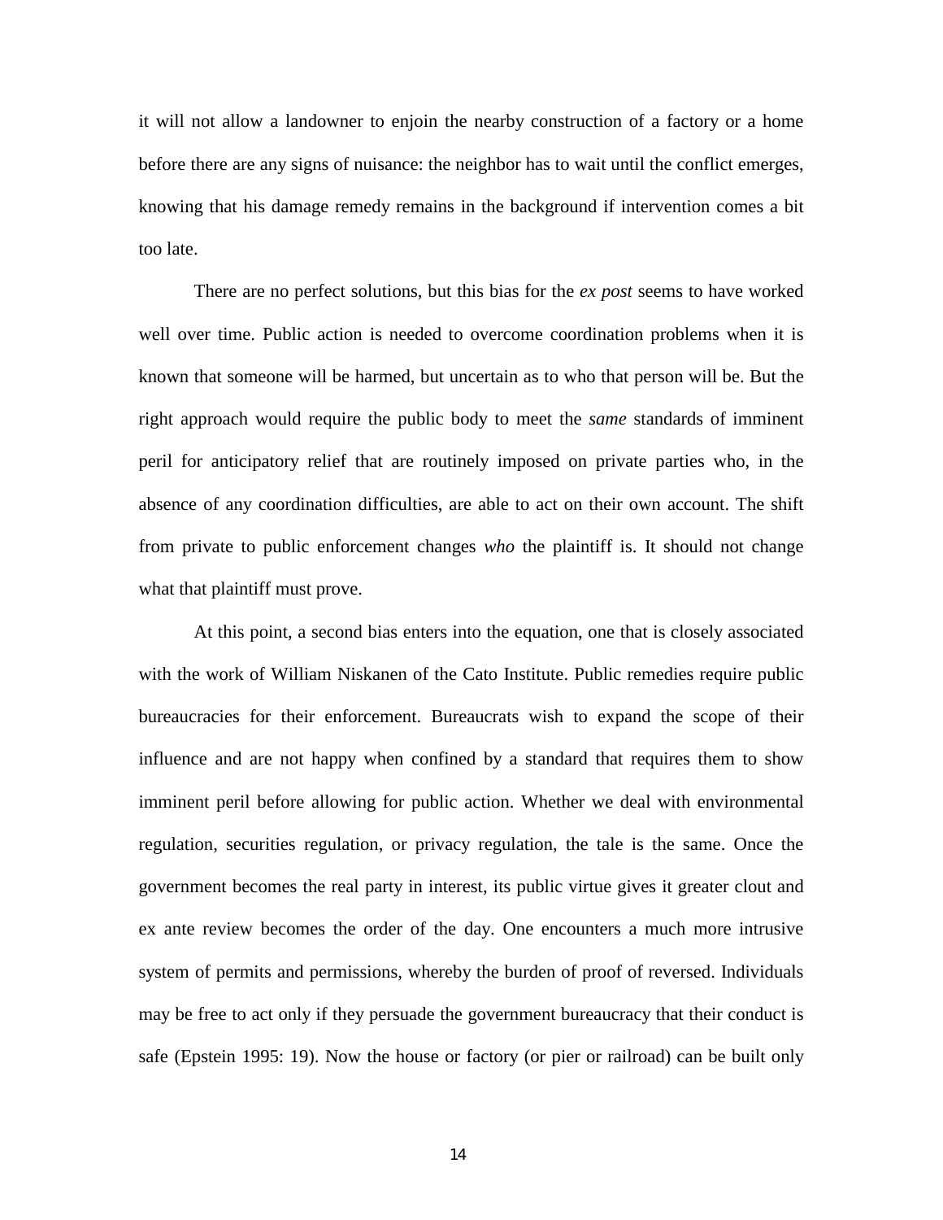it will not allow a landowner to enjoin the nearby construction of a factory or a home before there are any signs of nuisance: the neighbor has to wait until the conflict emerges, knowing that his damage remedy remains in the background if intervention comes a bit too late.

There are no perfect solutions, but this bias for the *ex post* seems to have worked well over time. Public action is needed to overcome coordination problems when it is known that someone will be harmed, but uncertain as to who that person will be. But the right approach would require the public body to meet the *same* standards of imminent peril for anticipatory relief that are routinely imposed on private parties who, in the absence of any coordination difficulties, are able to act on their own account. The shift from private to public enforcement changes *who* the plaintiff is. It should not change what that plaintiff must prove.

At this point, a second bias enters into the equation, one that is closely associated with the work of William Niskanen of the Cato Institute. Public remedies require public bureaucracies for their enforcement. Bureaucrats wish to expand the scope of their influence and are not happy when confined by a standard that requires them to show imminent peril before allowing for public action. Whether we deal with environmental regulation, securities regulation, or privacy regulation, the tale is the same. Once the government becomes the real party in interest, its public virtue gives it greater clout and ex ante review becomes the order of the day. One encounters a much more intrusive system of permits and permissions, whereby the burden of proof of reversed. Individuals may be free to act only if they persuade the government bureaucracy that their conduct is safe (Epstein 1995: 19). Now the house or factory (or pier or railroad) can be built only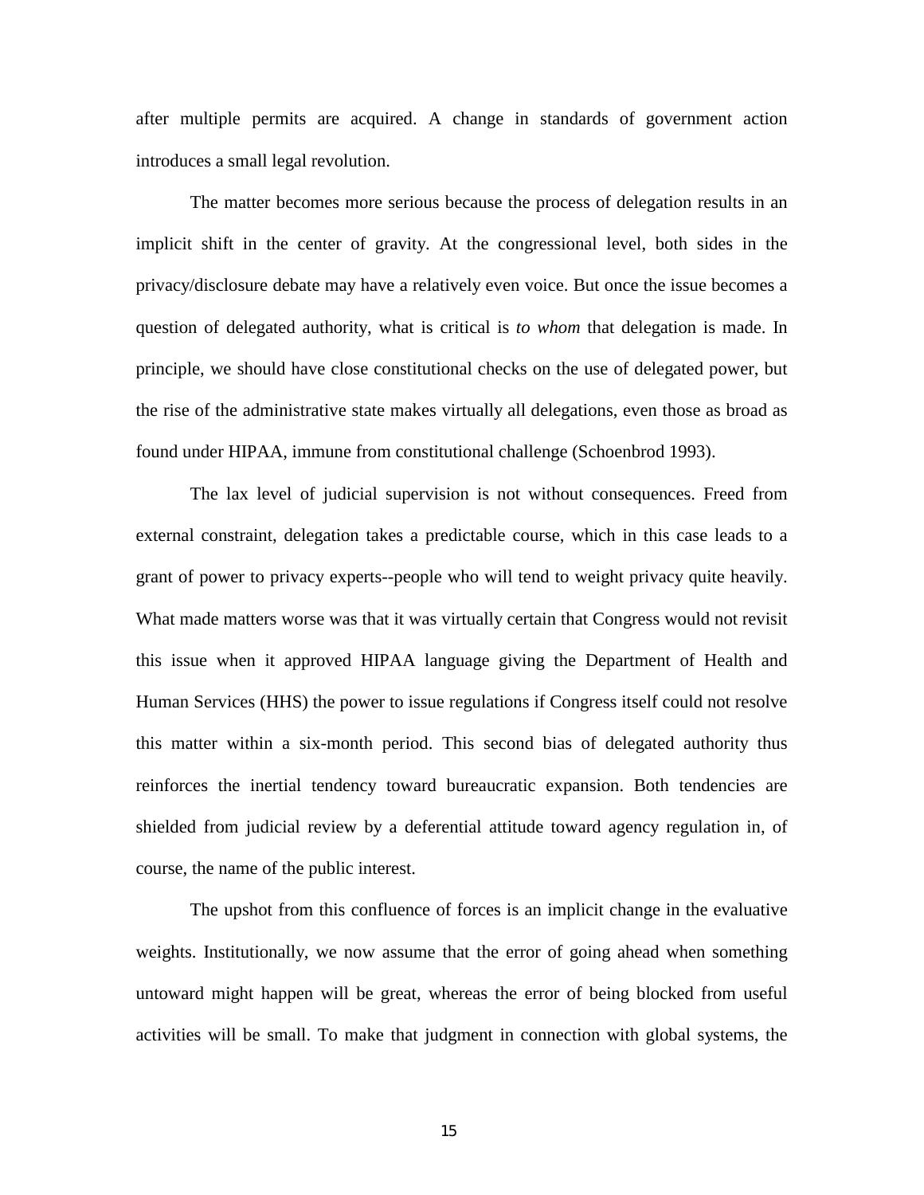after multiple permits are acquired. A change in standards of government action introduces a small legal revolution.

The matter becomes more serious because the process of delegation results in an implicit shift in the center of gravity. At the congressional level, both sides in the privacy/disclosure debate may have a relatively even voice. But once the issue becomes a question of delegated authority, what is critical is *to whom* that delegation is made. In principle, we should have close constitutional checks on the use of delegated power, but the rise of the administrative state makes virtually all delegations, even those as broad as found under HIPAA, immune from constitutional challenge (Schoenbrod 1993).

The lax level of judicial supervision is not without consequences. Freed from external constraint, delegation takes a predictable course, which in this case leads to a grant of power to privacy experts--people who will tend to weight privacy quite heavily. What made matters worse was that it was virtually certain that Congress would not revisit this issue when it approved HIPAA language giving the Department of Health and Human Services (HHS) the power to issue regulations if Congress itself could not resolve this matter within a six-month period. This second bias of delegated authority thus reinforces the inertial tendency toward bureaucratic expansion. Both tendencies are shielded from judicial review by a deferential attitude toward agency regulation in, of course, the name of the public interest.

The upshot from this confluence of forces is an implicit change in the evaluative weights. Institutionally, we now assume that the error of going ahead when something untoward might happen will be great, whereas the error of being blocked from useful activities will be small. To make that judgment in connection with global systems, the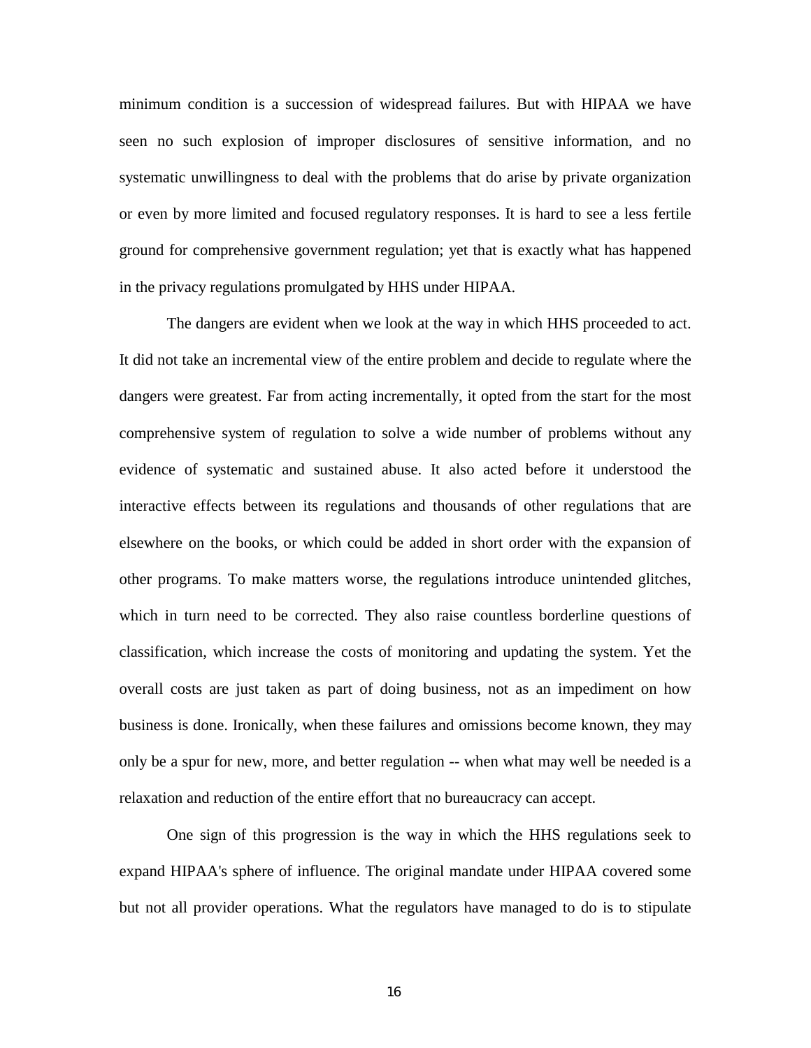minimum condition is a succession of widespread failures. But with HIPAA we have seen no such explosion of improper disclosures of sensitive information, and no systematic unwillingness to deal with the problems that do arise by private organization or even by more limited and focused regulatory responses. It is hard to see a less fertile ground for comprehensive government regulation; yet that is exactly what has happened in the privacy regulations promulgated by HHS under HIPAA.

The dangers are evident when we look at the way in which HHS proceeded to act. It did not take an incremental view of the entire problem and decide to regulate where the dangers were greatest. Far from acting incrementally, it opted from the start for the most comprehensive system of regulation to solve a wide number of problems without any evidence of systematic and sustained abuse. It also acted before it understood the interactive effects between its regulations and thousands of other regulations that are elsewhere on the books, or which could be added in short order with the expansion of other programs. To make matters worse, the regulations introduce unintended glitches, which in turn need to be corrected. They also raise countless borderline questions of classification, which increase the costs of monitoring and updating the system. Yet the overall costs are just taken as part of doing business, not as an impediment on how business is done. Ironically, when these failures and omissions become known, they may only be a spur for new, more, and better regulation -- when what may well be needed is a relaxation and reduction of the entire effort that no bureaucracy can accept.

One sign of this progression is the way in which the HHS regulations seek to expand HIPAA's sphere of influence. The original mandate under HIPAA covered some but not all provider operations. What the regulators have managed to do is to stipulate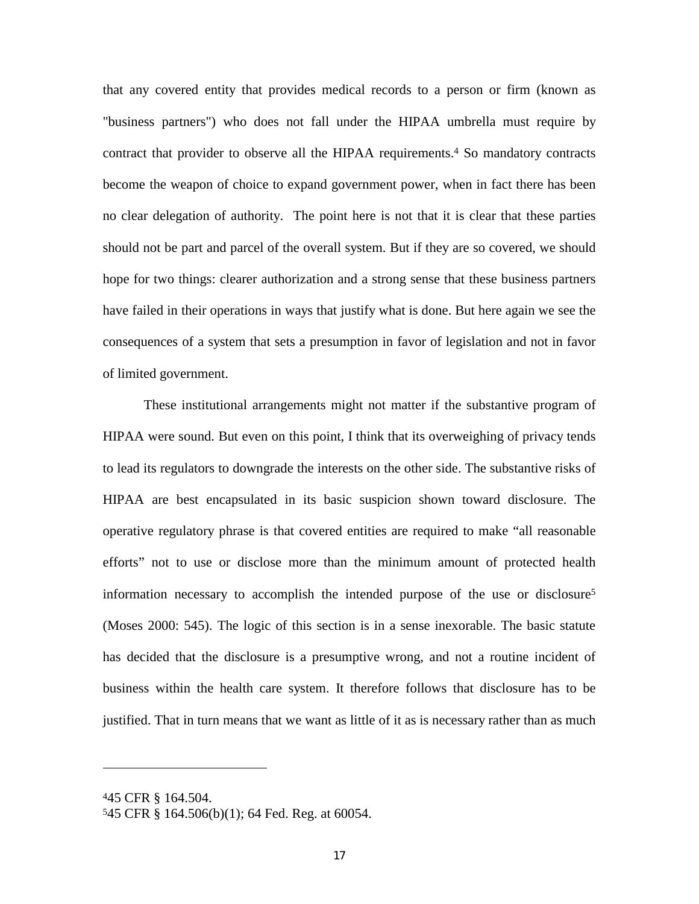that any covered entity that provides medical records to a person or firm (known as "business partners") who does not fall under the HIPAA umbrella must require by contract that provider to observe all the HIPAA requirements.[4] So mandatory contracts become the weapon of choice to expand government power, when in fact there has been no clear delegation of authority. The point here is not that it is clear that these parties should not be part and parcel of the overall system. But if they are so covered, we should hope for two things: clearer authorization and a strong sense that these business partners have failed in their operations in ways that justify what is done. But here again we see the consequences of a system that sets a presumption in favor of legislation and not in favor of limited government.

These institutional arrangements might not matter if the substantive program of HIPAA were sound. But even on this point, I think that its overweighing of privacy tends to lead its regulators to downgrade the interests on the other side. The substantive risks of HIPAA are best encapsulated in its basic suspicion shown toward disclosure. The operative regulatory phrase is that covered entities are required to make "all reasonable efforts" not to use or disclose more than the minimum amount of protected health information necessary to accomplish the intended purpose of the use or disclosure[5] (Moses 2000: 545). The logic of this section is in a sense inexorable. The basic statute has decided that the disclosure is a presumptive wrong, and not a routine incident of business within the health care system. It therefore follows that disclosure has to be justified. That in turn means that we want as little of it as is necessary rather than as much

---

[4] 45 CFR § 164.504.

[5] 45 CFR § 164.506(b)(1); 64 Fed. Reg. at 60054.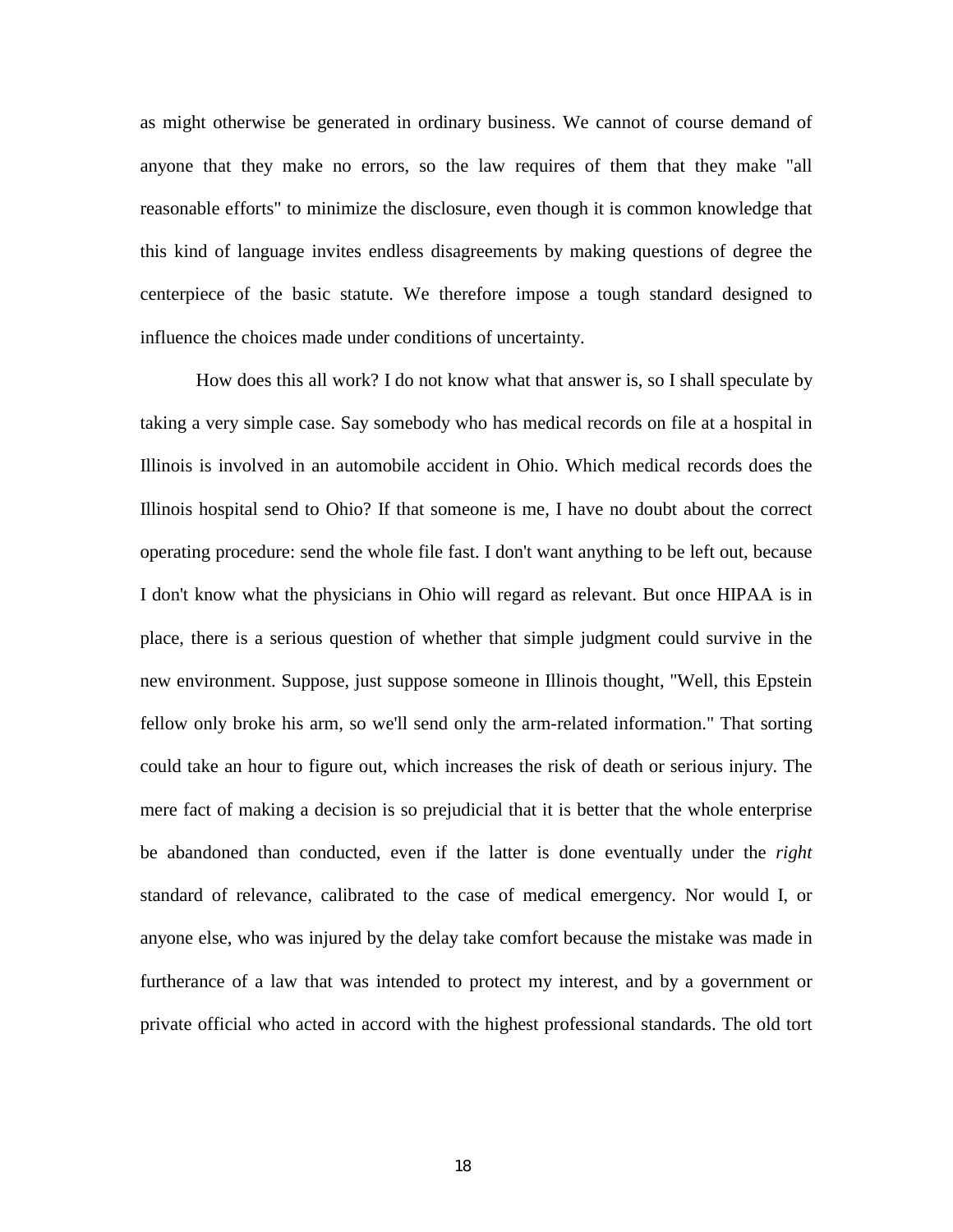as might otherwise be generated in ordinary business. We cannot of course demand of anyone that they make no errors, so the law requires of them that they make "all reasonable efforts" to minimize the disclosure, even though it is common knowledge that this kind of language invites endless disagreements by making questions of degree the centerpiece of the basic statute. We therefore impose a tough standard designed to influence the choices made under conditions of uncertainty.

How does this all work? I do not know what that answer is, so I shall speculate by taking a very simple case. Say somebody who has medical records on file at a hospital in Illinois is involved in an automobile accident in Ohio. Which medical records does the Illinois hospital send to Ohio? If that someone is me, I have no doubt about the correct operating procedure: send the whole file fast. I don't want anything to be left out, because I don't know what the physicians in Ohio will regard as relevant. But once HIPAA is in place, there is a serious question of whether that simple judgment could survive in the new environment. Suppose, just suppose someone in Illinois thought, "Well, this Epstein fellow only broke his arm, so we'll send only the arm-related information." That sorting could take an hour to figure out, which increases the risk of death or serious injury. The mere fact of making a decision is so prejudicial that it is better that the whole enterprise be abandoned than conducted, even if the latter is done eventually under the *right* standard of relevance, calibrated to the case of medical emergency. Nor would I, or anyone else, who was injured by the delay take comfort because the mistake was made in furtherance of a law that was intended to protect my interest, and by a government or private official who acted in accord with the highest professional standards. The old tort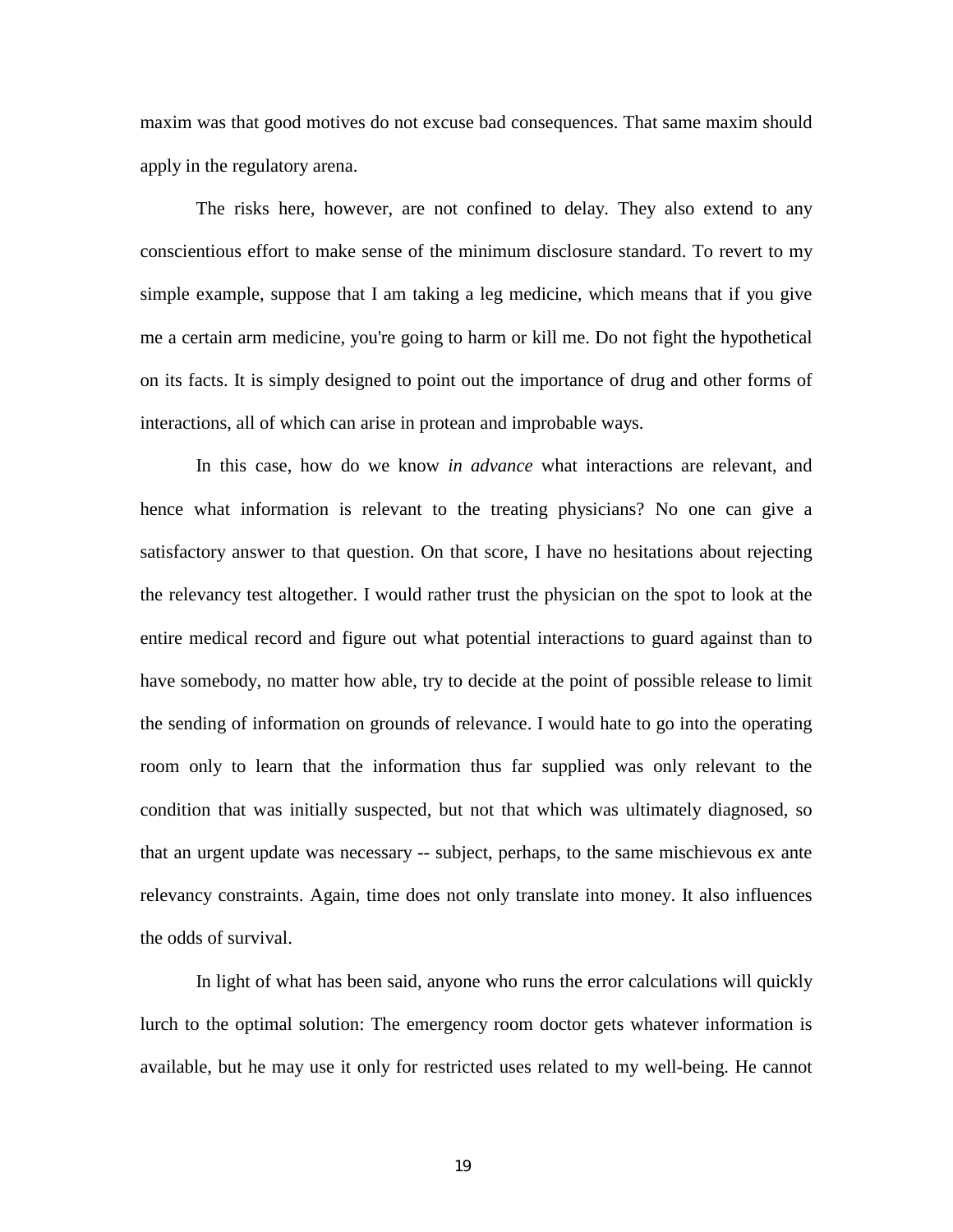maxim was that good motives do not excuse bad consequences. That same maxim should apply in the regulatory arena.

The risks here, however, are not confined to delay. They also extend to any conscientious effort to make sense of the minimum disclosure standard. To revert to my simple example, suppose that I am taking a leg medicine, which means that if you give me a certain arm medicine, you're going to harm or kill me. Do not fight the hypothetical on its facts. It is simply designed to point out the importance of drug and other forms of interactions, all of which can arise in protean and improbable ways.

In this case, how do we know *in advance* what interactions are relevant, and hence what information is relevant to the treating physicians? No one can give a satisfactory answer to that question. On that score, I have no hesitations about rejecting the relevancy test altogether. I would rather trust the physician on the spot to look at the entire medical record and figure out what potential interactions to guard against than to have somebody, no matter how able, try to decide at the point of possible release to limit the sending of information on grounds of relevance. I would hate to go into the operating room only to learn that the information thus far supplied was only relevant to the condition that was initially suspected, but not that which was ultimately diagnosed, so that an urgent update was necessary -- subject, perhaps, to the same mischievous ex ante relevancy constraints. Again, time does not only translate into money. It also influences the odds of survival.

In light of what has been said, anyone who runs the error calculations will quickly lurch to the optimal solution: The emergency room doctor gets whatever information is available, but he may use it only for restricted uses related to my well-being. He cannot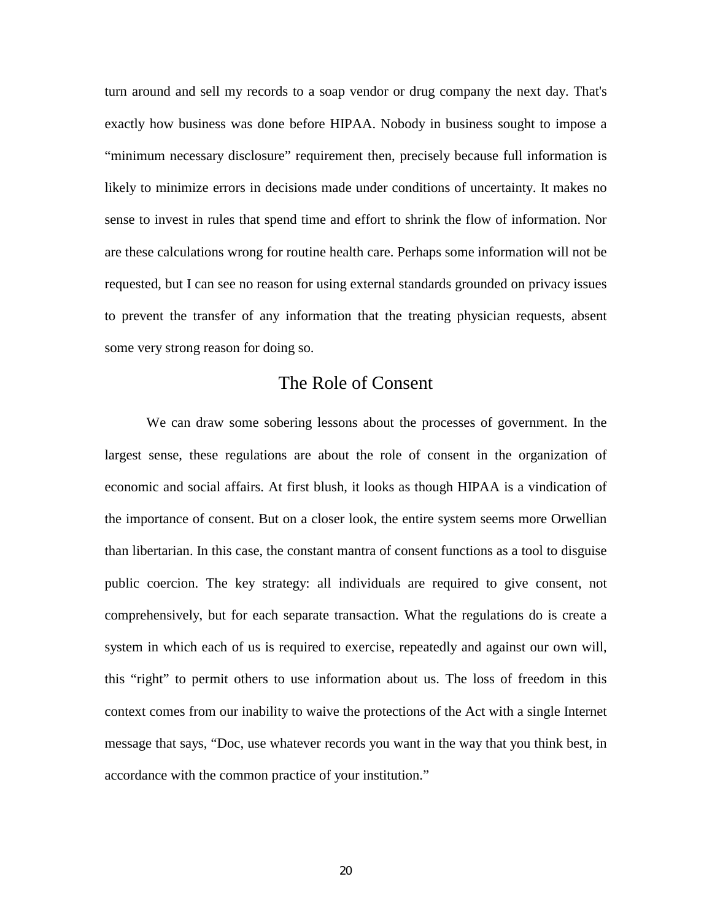turn around and sell my records to a soap vendor or drug company the next day. That's exactly how business was done before HIPAA. Nobody in business sought to impose a "minimum necessary disclosure" requirement then, precisely because full information is likely to minimize errors in decisions made under conditions of uncertainty. It makes no sense to invest in rules that spend time and effort to shrink the flow of information. Nor are these calculations wrong for routine health care. Perhaps some information will not be requested, but I can see no reason for using external standards grounded on privacy issues to prevent the transfer of any information that the treating physician requests, absent some very strong reason for doing so.

## The Role of Consent

We can draw some sobering lessons about the processes of government. In the largest sense, these regulations are about the role of consent in the organization of economic and social affairs. At first blush, it looks as though HIPAA is a vindication of the importance of consent. But on a closer look, the entire system seems more Orwellian than libertarian. In this case, the constant mantra of consent functions as a tool to disguise public coercion. The key strategy: all individuals are required to give consent, not comprehensively, but for each separate transaction. What the regulations do is create a system in which each of us is required to exercise, repeatedly and against our own will, this "right" to permit others to use information about us. The loss of freedom in this context comes from our inability to waive the protections of the Act with a single Internet message that says, "Doc, use whatever records you want in the way that you think best, in accordance with the common practice of your institution."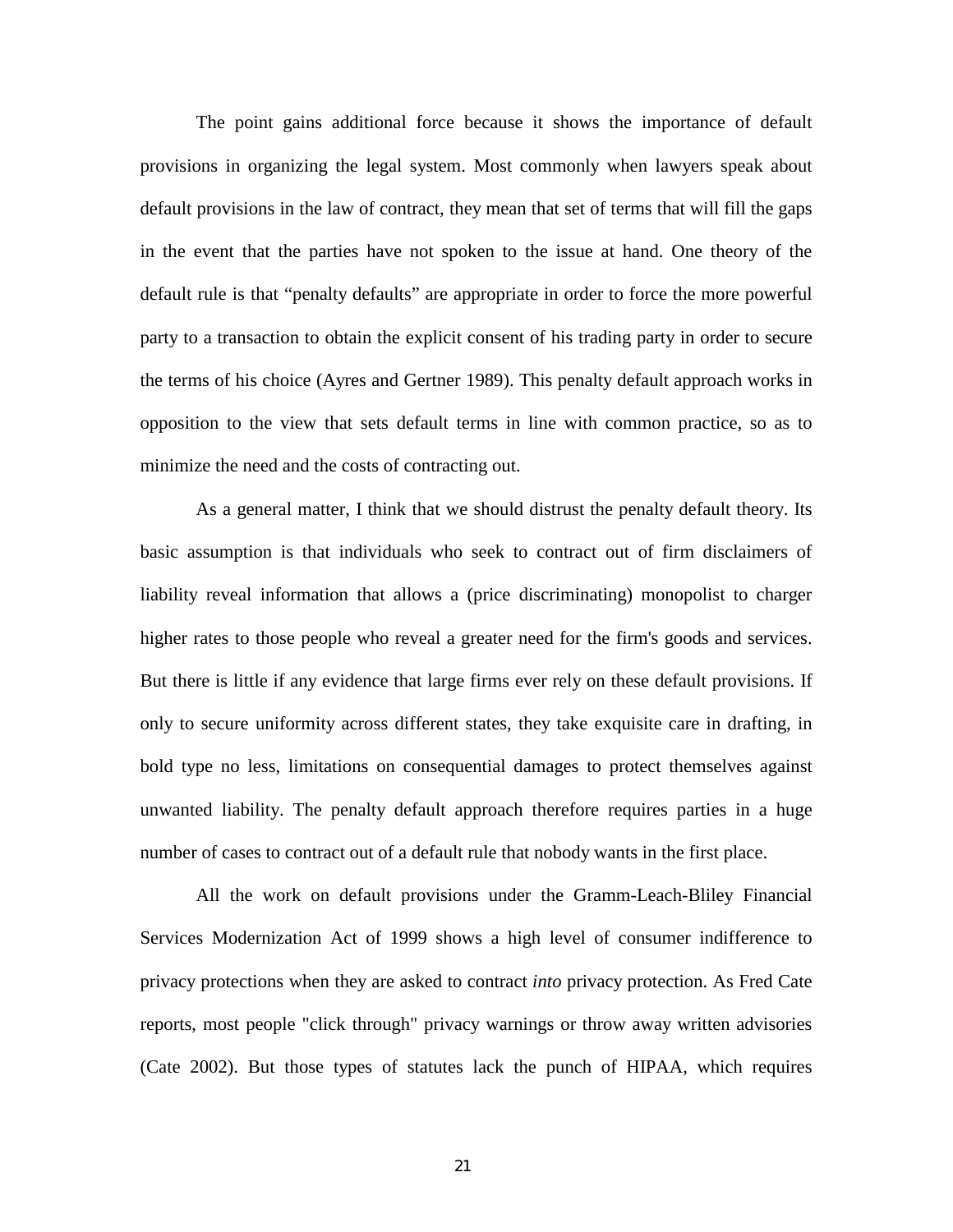The point gains additional force because it shows the importance of default provisions in organizing the legal system. Most commonly when lawyers speak about default provisions in the law of contract, they mean that set of terms that will fill the gaps in the event that the parties have not spoken to the issue at hand. One theory of the default rule is that "penalty defaults" are appropriate in order to force the more powerful party to a transaction to obtain the explicit consent of his trading party in order to secure the terms of his choice (Ayres and Gertner 1989). This penalty default approach works in opposition to the view that sets default terms in line with common practice, so as to minimize the need and the costs of contracting out.

As a general matter, I think that we should distrust the penalty default theory. Its basic assumption is that individuals who seek to contract out of firm disclaimers of liability reveal information that allows a (price discriminating) monopolist to charger higher rates to those people who reveal a greater need for the firm's goods and services. But there is little if any evidence that large firms ever rely on these default provisions. If only to secure uniformity across different states, they take exquisite care in drafting, in bold type no less, limitations on consequential damages to protect themselves against unwanted liability. The penalty default approach therefore requires parties in a huge number of cases to contract out of a default rule that nobody wants in the first place.

All the work on default provisions under the Gramm-Leach-Bliley Financial Services Modernization Act of 1999 shows a high level of consumer indifference to privacy protections when they are asked to contract *into* privacy protection. As Fred Cate reports, most people "click through" privacy warnings or throw away written advisories (Cate 2002). But those types of statutes lack the punch of HIPAA, which requires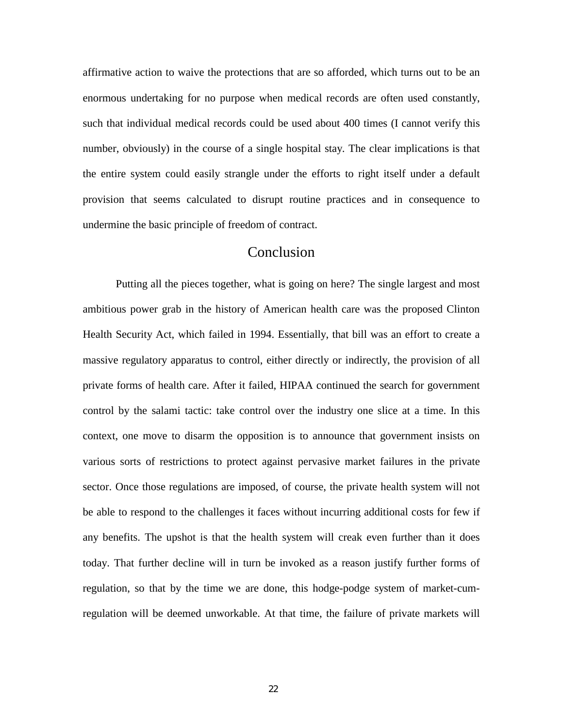affirmative action to waive the protections that are so afforded, which turns out to be an enormous undertaking for no purpose when medical records are often used constantly, such that individual medical records could be used about 400 times (I cannot verify this number, obviously) in the course of a single hospital stay. The clear implications is that the entire system could easily strangle under the efforts to right itself under a default provision that seems calculated to disrupt routine practices and in consequence to undermine the basic principle of freedom of contract.

## Conclusion

Putting all the pieces together, what is going on here? The single largest and most ambitious power grab in the history of American health care was the proposed Clinton Health Security Act, which failed in 1994. Essentially, that bill was an effort to create a massive regulatory apparatus to control, either directly or indirectly, the provision of all private forms of health care. After it failed, HIPAA continued the search for government control by the salami tactic: take control over the industry one slice at a time. In this context, one move to disarm the opposition is to announce that government insists on various sorts of restrictions to protect against pervasive market failures in the private sector. Once those regulations are imposed, of course, the private health system will not be able to respond to the challenges it faces without incurring additional costs for few if any benefits. The upshot is that the health system will creak even further than it does today. That further decline will in turn be invoked as a reason justify further forms of regulation, so that by the time we are done, this hodge-podge system of market-cum-regulation will be deemed unworkable. At that time, the failure of private markets will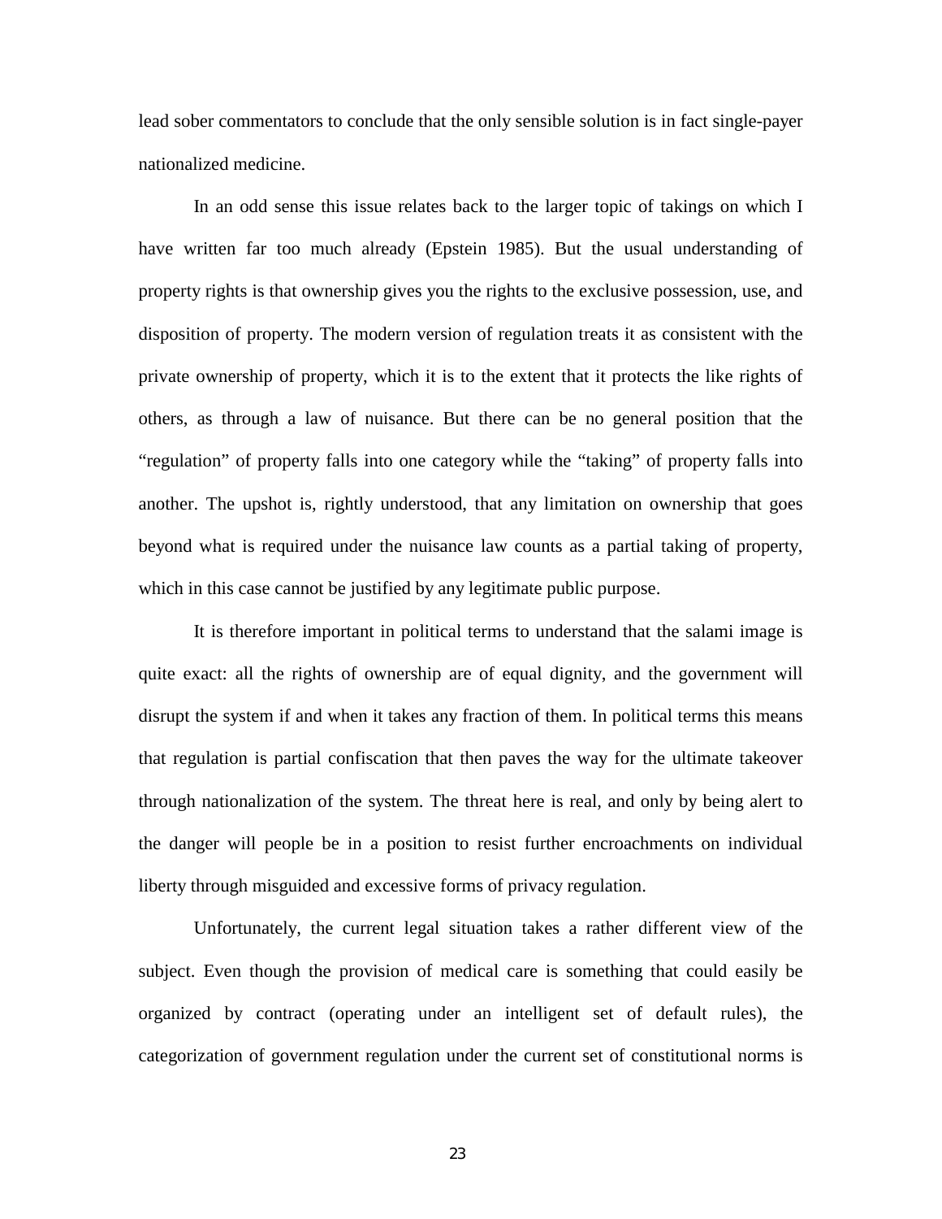lead sober commentators to conclude that the only sensible solution is in fact single-payer nationalized medicine.

In an odd sense this issue relates back to the larger topic of takings on which I have written far too much already (Epstein 1985). But the usual understanding of property rights is that ownership gives you the rights to the exclusive possession, use, and disposition of property. The modern version of regulation treats it as consistent with the private ownership of property, which it is to the extent that it protects the like rights of others, as through a law of nuisance. But there can be no general position that the "regulation" of property falls into one category while the "taking" of property falls into another. The upshot is, rightly understood, that any limitation on ownership that goes beyond what is required under the nuisance law counts as a partial taking of property, which in this case cannot be justified by any legitimate public purpose.

It is therefore important in political terms to understand that the salami image is quite exact: all the rights of ownership are of equal dignity, and the government will disrupt the system if and when it takes any fraction of them. In political terms this means that regulation is partial confiscation that then paves the way for the ultimate takeover through nationalization of the system. The threat here is real, and only by being alert to the danger will people be in a position to resist further encroachments on individual liberty through misguided and excessive forms of privacy regulation.

Unfortunately, the current legal situation takes a rather different view of the subject. Even though the provision of medical care is something that could easily be organized by contract (operating under an intelligent set of default rules), the categorization of government regulation under the current set of constitutional norms is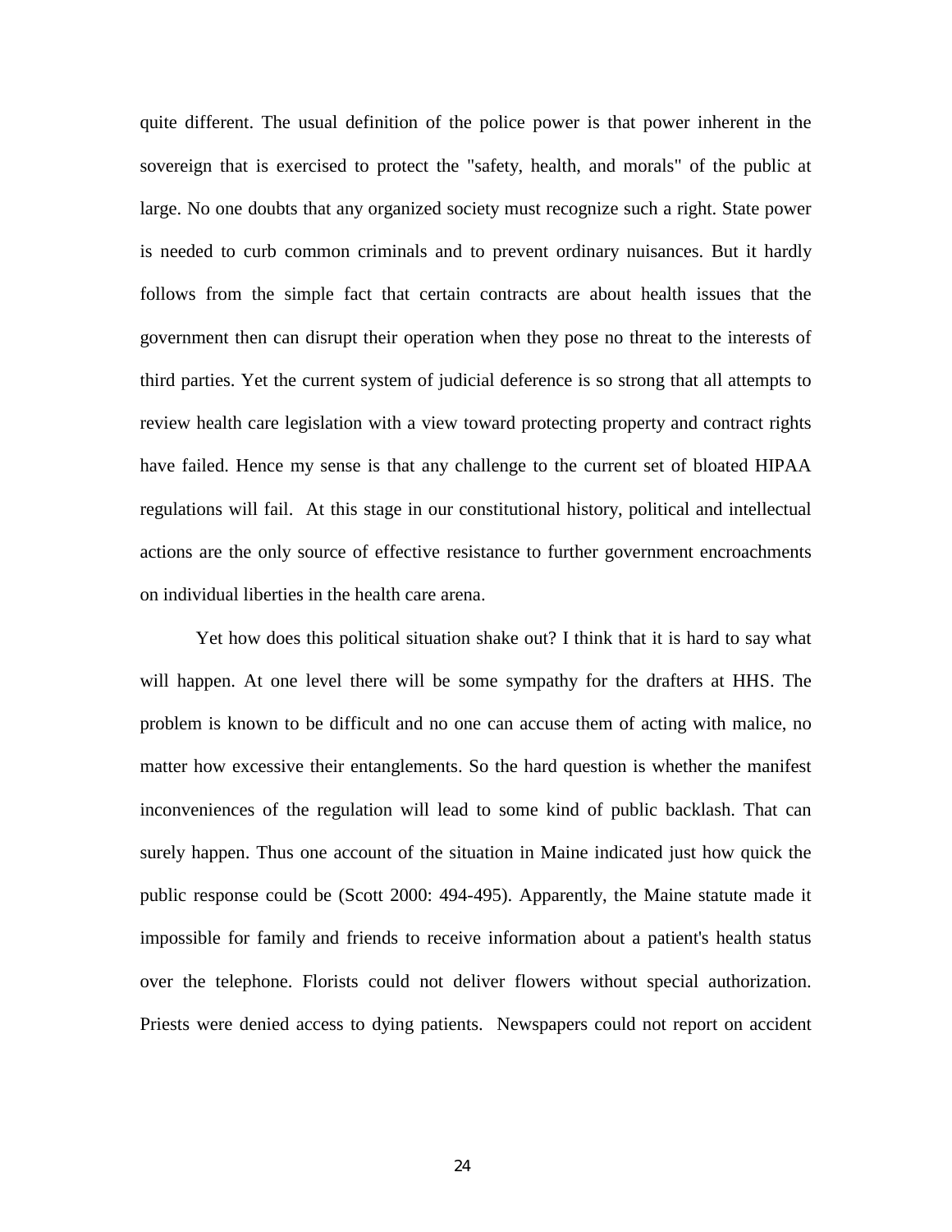quite different. The usual definition of the police power is that power inherent in the sovereign that is exercised to protect the "safety, health, and morals" of the public at large. No one doubts that any organized society must recognize such a right. State power is needed to curb common criminals and to prevent ordinary nuisances. But it hardly follows from the simple fact that certain contracts are about health issues that the government then can disrupt their operation when they pose no threat to the interests of third parties. Yet the current system of judicial deference is so strong that all attempts to review health care legislation with a view toward protecting property and contract rights have failed. Hence my sense is that any challenge to the current set of bloated HIPAA regulations will fail. At this stage in our constitutional history, political and intellectual actions are the only source of effective resistance to further government encroachments on individual liberties in the health care arena.

Yet how does this political situation shake out? I think that it is hard to say what will happen. At one level there will be some sympathy for the drafters at HHS. The problem is known to be difficult and no one can accuse them of acting with malice, no matter how excessive their entanglements. So the hard question is whether the manifest inconveniences of the regulation will lead to some kind of public backlash. That can surely happen. Thus one account of the situation in Maine indicated just how quick the public response could be (Scott 2000: 494-495). Apparently, the Maine statute made it impossible for family and friends to receive information about a patient's health status over the telephone. Florists could not deliver flowers without special authorization. Priests were denied access to dying patients. Newspapers could not report on accident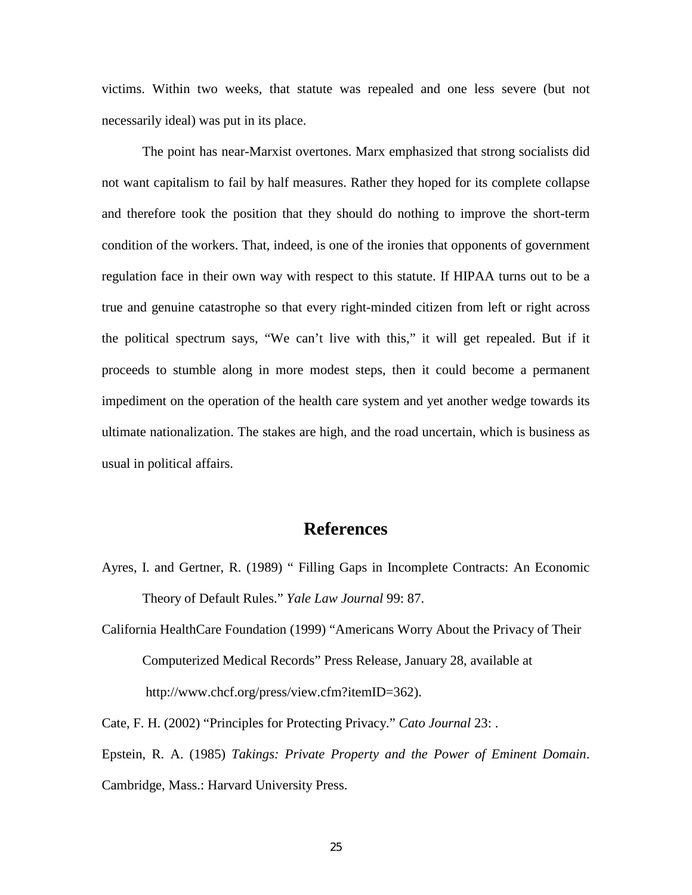victims. Within two weeks, that statute was repealed and one less severe (but not necessarily ideal) was put in its place.

The point has near-Marxist overtones. Marx emphasized that strong socialists did not want capitalism to fail by half measures. Rather they hoped for its complete collapse and therefore took the position that they should do nothing to improve the short-term condition of the workers. That, indeed, is one of the ironies that opponents of government regulation face in their own way with respect to this statute. If HIPAA turns out to be a true and genuine catastrophe so that every right-minded citizen from left or right across the political spectrum says, "We can't live with this," it will get repealed. But if it proceeds to stumble along in more modest steps, then it could become a permanent impediment on the operation of the health care system and yet another wedge towards its ultimate nationalization. The stakes are high, and the road uncertain, which is business as usual in political affairs.

## References

Ayres, I. and Gertner, R. (1989) " Filling Gaps in Incomplete Contracts: An Economic Theory of Default Rules." *Yale Law Journal* 99: 87.

California HealthCare Foundation (1999) "Americans Worry About the Privacy of Their Computerized Medical Records" Press Release, January 28, available at http://www.chcf.org/press/view.cfm?itemID=362).

Cate, F. H. (2002) "Principles for Protecting Privacy." *Cato Journal* 23: .

Epstein, R. A. (1985) *Takings: Private Property and the Power of Eminent Domain*. Cambridge, Mass.: Harvard University Press.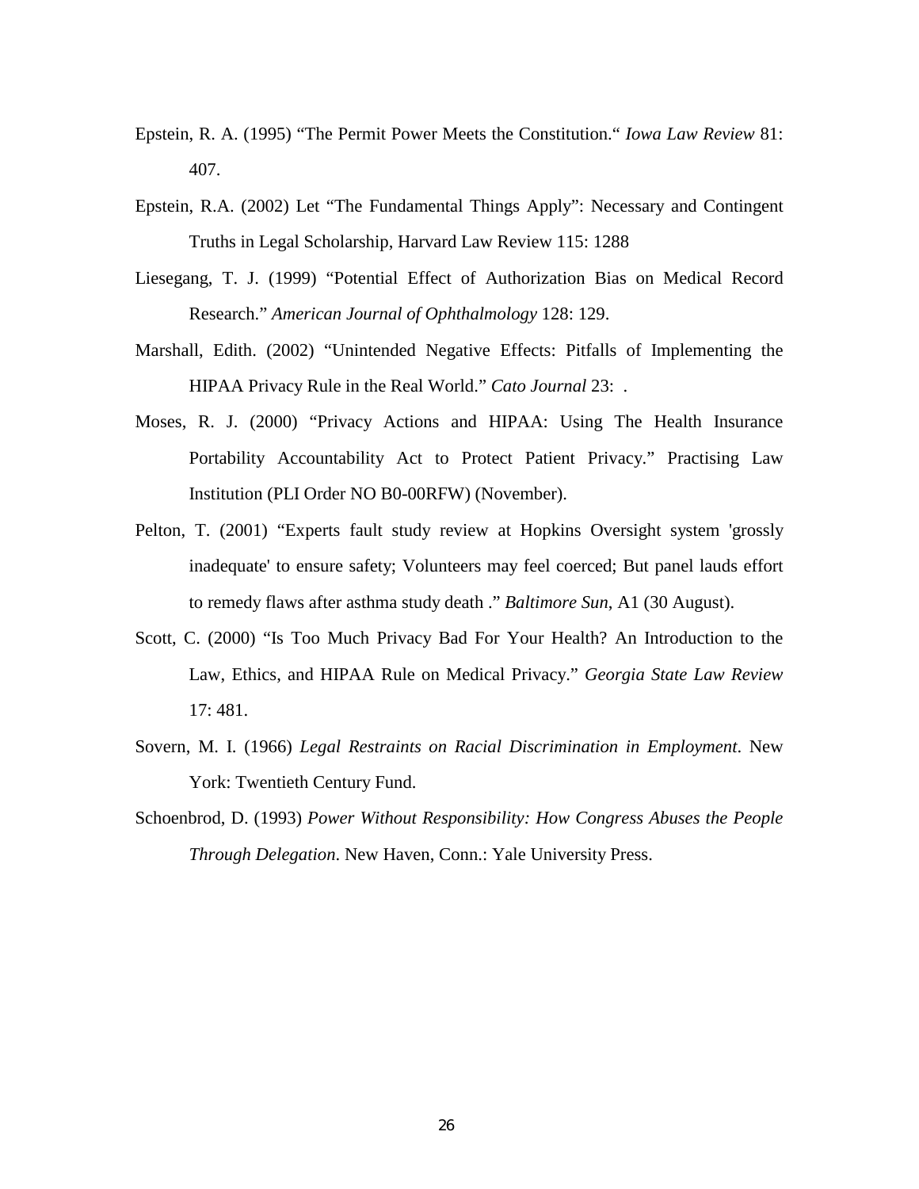Epstein, R. A. (1995) "The Permit Power Meets the Constitution." *Iowa Law Review* 81: 407.

Epstein, R.A. (2002) Let "The Fundamental Things Apply": Necessary and Contingent Truths in Legal Scholarship, Harvard Law Review 115: 1288

Liesegang, T. J. (1999) "Potential Effect of Authorization Bias on Medical Record Research." *American Journal of Ophthalmology* 128: 129.

Marshall, Edith. (2002) "Unintended Negative Effects: Pitfalls of Implementing the HIPAA Privacy Rule in the Real World." *Cato Journal* 23: .

Moses, R. J. (2000) "Privacy Actions and HIPAA: Using The Health Insurance Portability Accountability Act to Protect Patient Privacy." Practising Law Institution (PLI Order NO B0-00RFW) (November).

Pelton, T. (2001) "Experts fault study review at Hopkins Oversight system 'grossly inadequate' to ensure safety; Volunteers may feel coerced; But panel lauds effort to remedy flaws after asthma study death ." *Baltimore Sun*, A1 (30 August).

Scott, C. (2000) "Is Too Much Privacy Bad For Your Health? An Introduction to the Law, Ethics, and HIPAA Rule on Medical Privacy." *Georgia State Law Review* 17: 481.

Sovern, M. I. (1966) *Legal Restraints on Racial Discrimination in Employment*. New York: Twentieth Century Fund.

Schoenbrod, D. (1993) *Power Without Responsibility: How Congress Abuses the People Through Delegation*. New Haven, Conn.: Yale University Press.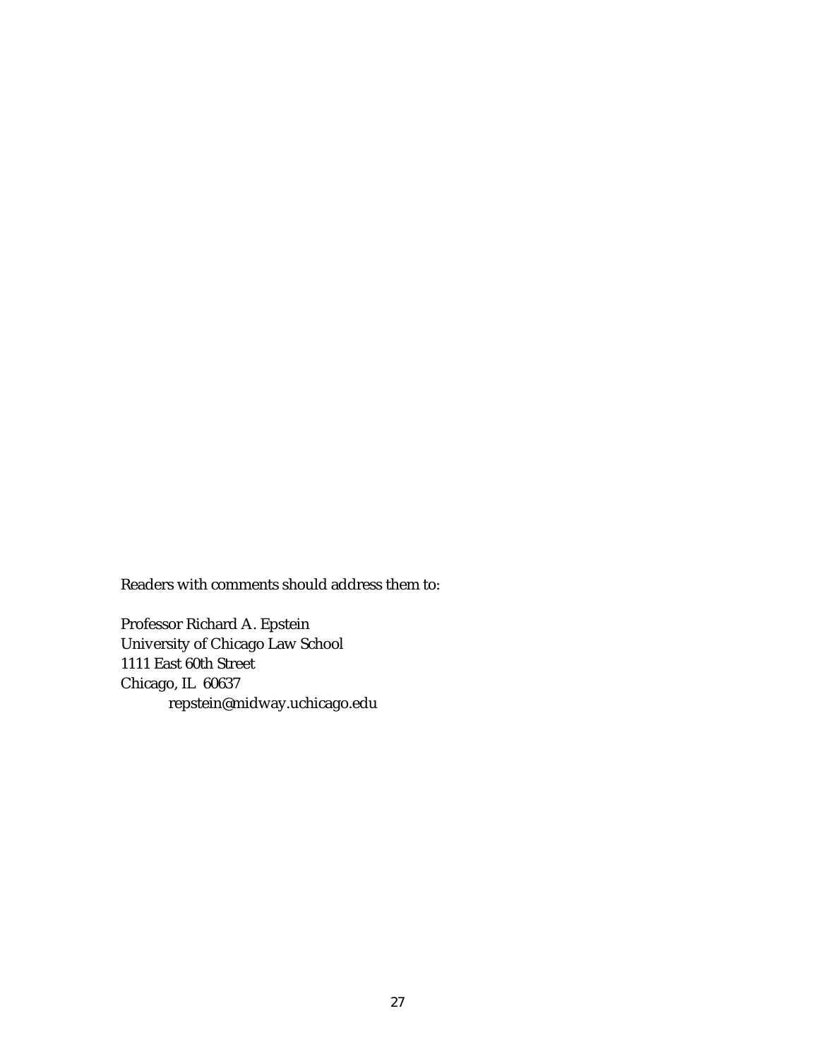Readers with comments should address them to:

Professor Richard A. Epstein
University of Chicago Law School
1111 East 60th Street
Chicago, IL 60637
repstein@midway.uchicago.edu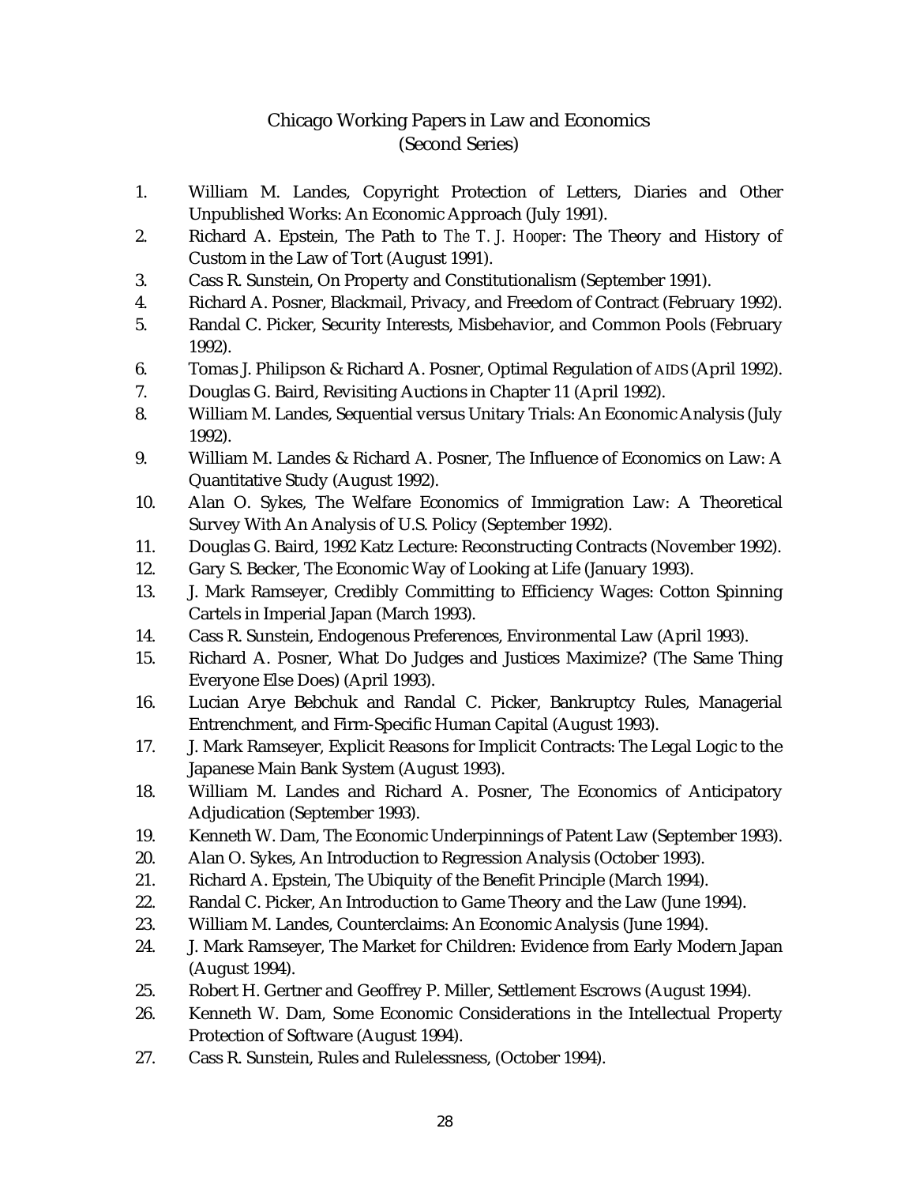# Chicago Working Papers in Law and Economics
## (Second Series)

1. William M. Landes, Copyright Protection of Letters, Diaries and Other Unpublished Works: An Economic Approach (July 1991).
2. Richard A. Epstein, The Path to *The T. J. Hooper*: The Theory and History of Custom in the Law of Tort (August 1991).
3. Cass R. Sunstein, On Property and Constitutionalism (September 1991).
4. Richard A. Posner, Blackmail, Privacy, and Freedom of Contract (February 1992).
5. Randal C. Picker, Security Interests, Misbehavior, and Common Pools (February 1992).
6. Tomas J. Philipson & Richard A. Posner, Optimal Regulation of AIDS (April 1992).
7. Douglas G. Baird, Revisiting Auctions in Chapter 11 (April 1992).
8. William M. Landes, Sequential versus Unitary Trials: An Economic Analysis (July 1992).
9. William M. Landes & Richard A. Posner, The Influence of Economics on Law: A Quantitative Study (August 1992).
10. Alan O. Sykes, The Welfare Economics of Immigration Law: A Theoretical Survey With An Analysis of U.S. Policy (September 1992).
11. Douglas G. Baird, 1992 Katz Lecture: Reconstructing Contracts (November 1992).
12. Gary S. Becker, The Economic Way of Looking at Life (January 1993).
13. J. Mark Ramseyer, Credibly Committing to Efficiency Wages: Cotton Spinning Cartels in Imperial Japan (March 1993).
14. Cass R. Sunstein, Endogenous Preferences, Environmental Law (April 1993).
15. Richard A. Posner, What Do Judges and Justices Maximize? (The Same Thing Everyone Else Does) (April 1993).
16. Lucian Arye Bebchuk and Randal C. Picker, Bankruptcy Rules, Managerial Entrenchment, and Firm-Specific Human Capital (August 1993).
17. J. Mark Ramseyer, Explicit Reasons for Implicit Contracts: The Legal Logic to the Japanese Main Bank System (August 1993).
18. William M. Landes and Richard A. Posner, The Economics of Anticipatory Adjudication (September 1993).
19. Kenneth W. Dam, The Economic Underpinnings of Patent Law (September 1993).
20. Alan O. Sykes, An Introduction to Regression Analysis (October 1993).
21. Richard A. Epstein, The Ubiquity of the Benefit Principle (March 1994).
22. Randal C. Picker, An Introduction to Game Theory and the Law (June 1994).
23. William M. Landes, Counterclaims: An Economic Analysis (June 1994).
24. J. Mark Ramseyer, The Market for Children: Evidence from Early Modern Japan (August 1994).
25. Robert H. Gertner and Geoffrey P. Miller, Settlement Escrows (August 1994).
26. Kenneth W. Dam, Some Economic Considerations in the Intellectual Property Protection of Software (August 1994).
27. Cass R. Sunstein, Rules and Rulelessness, (October 1994).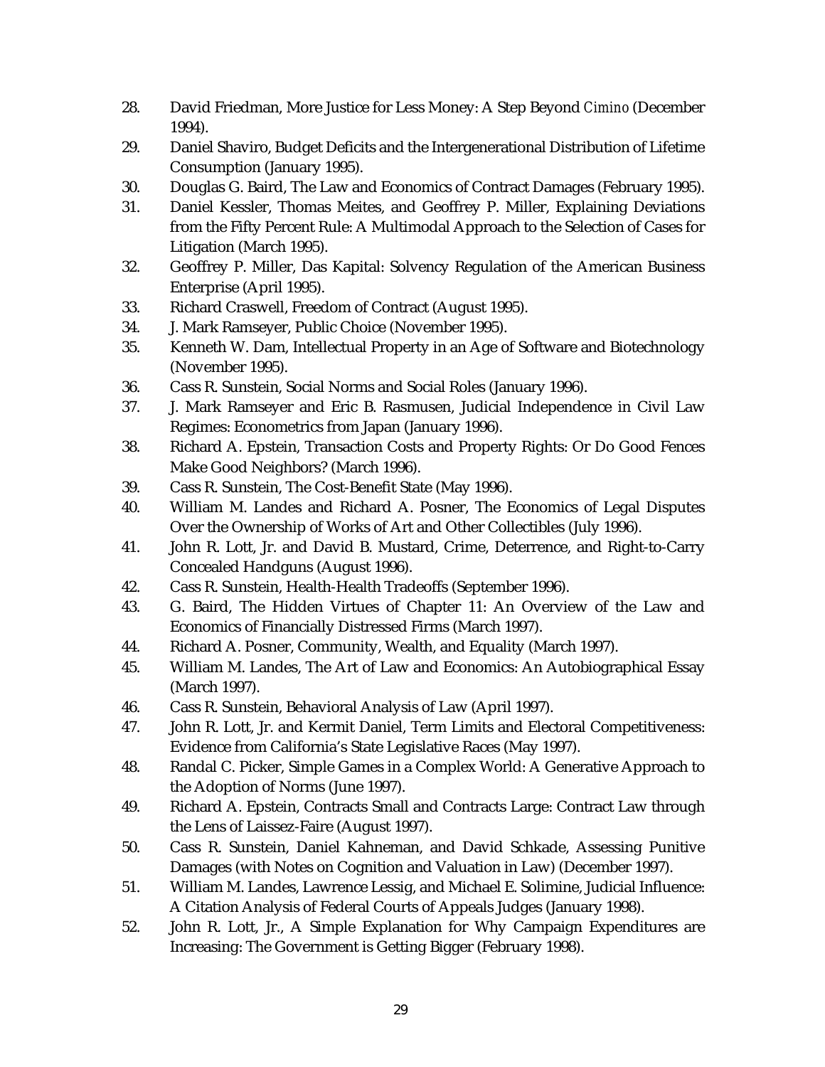28. David Friedman, More Justice for Less Money: A Step Beyond *Cimino* (December 1994).
29. Daniel Shaviro, Budget Deficits and the Intergenerational Distribution of Lifetime Consumption (January 1995).
30. Douglas G. Baird, The Law and Economics of Contract Damages (February 1995).
31. Daniel Kessler, Thomas Meites, and Geoffrey P. Miller, Explaining Deviations from the Fifty Percent Rule: A Multimodal Approach to the Selection of Cases for Litigation (March 1995).
32. Geoffrey P. Miller, Das Kapital: Solvency Regulation of the American Business Enterprise (April 1995).
33. Richard Craswell, Freedom of Contract (August 1995).
34. J. Mark Ramseyer, Public Choice (November 1995).
35. Kenneth W. Dam, Intellectual Property in an Age of Software and Biotechnology (November 1995).
36. Cass R. Sunstein, Social Norms and Social Roles (January 1996).
37. J. Mark Ramseyer and Eric B. Rasmusen, Judicial Independence in Civil Law Regimes: Econometrics from Japan (January 1996).
38. Richard A. Epstein, Transaction Costs and Property Rights: Or Do Good Fences Make Good Neighbors? (March 1996).
39. Cass R. Sunstein, The Cost-Benefit State (May 1996).
40. William M. Landes and Richard A. Posner, The Economics of Legal Disputes Over the Ownership of Works of Art and Other Collectibles (July 1996).
41. John R. Lott, Jr. and David B. Mustard, Crime, Deterrence, and Right-to-Carry Concealed Handguns (August 1996).
42. Cass R. Sunstein, Health-Health Tradeoffs (September 1996).
43. G. Baird, The Hidden Virtues of Chapter 11: An Overview of the Law and Economics of Financially Distressed Firms (March 1997).
44. Richard A. Posner, Community, Wealth, and Equality (March 1997).
45. William M. Landes, The Art of Law and Economics: An Autobiographical Essay (March 1997).
46. Cass R. Sunstein, Behavioral Analysis of Law (April 1997).
47. John R. Lott, Jr. and Kermit Daniel, Term Limits and Electoral Competitiveness: Evidence from California's State Legislative Races (May 1997).
48. Randal C. Picker, Simple Games in a Complex World: A Generative Approach to the Adoption of Norms (June 1997).
49. Richard A. Epstein, Contracts Small and Contracts Large: Contract Law through the Lens of Laissez-Faire (August 1997).
50. Cass R. Sunstein, Daniel Kahneman, and David Schkade, Assessing Punitive Damages (with Notes on Cognition and Valuation in Law) (December 1997).
51. William M. Landes, Lawrence Lessig, and Michael E. Solimine, Judicial Influence: A Citation Analysis of Federal Courts of Appeals Judges (January 1998).
52. John R. Lott, Jr., A Simple Explanation for Why Campaign Expenditures are Increasing: The Government is Getting Bigger (February 1998).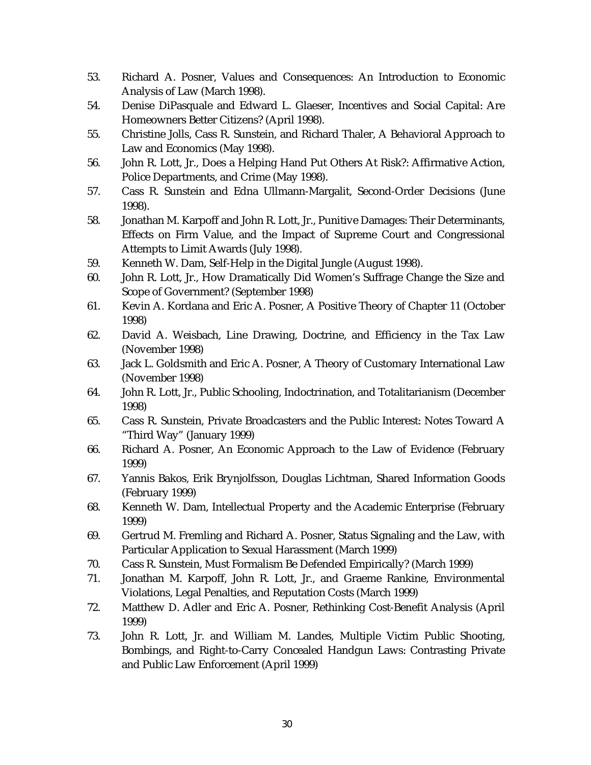53. Richard A. Posner, Values and Consequences: An Introduction to Economic Analysis of Law (March 1998).
54. Denise DiPasquale and Edward L. Glaeser, Incentives and Social Capital: Are Homeowners Better Citizens? (April 1998).
55. Christine Jolls, Cass R. Sunstein, and Richard Thaler, A Behavioral Approach to Law and Economics (May 1998).
56. John R. Lott, Jr., Does a Helping Hand Put Others At Risk?: Affirmative Action, Police Departments, and Crime (May 1998).
57. Cass R. Sunstein and Edna Ullmann-Margalit, Second-Order Decisions (June 1998).
58. Jonathan M. Karpoff and John R. Lott, Jr., Punitive Damages: Their Determinants, Effects on Firm Value, and the Impact of Supreme Court and Congressional Attempts to Limit Awards (July 1998).
59. Kenneth W. Dam, Self-Help in the Digital Jungle (August 1998).
60. John R. Lott, Jr., How Dramatically Did Women's Suffrage Change the Size and Scope of Government? (September 1998)
61. Kevin A. Kordana and Eric A. Posner, A Positive Theory of Chapter 11 (October 1998)
62. David A. Weisbach, Line Drawing, Doctrine, and Efficiency in the Tax Law (November 1998)
63. Jack L. Goldsmith and Eric A. Posner, A Theory of Customary International Law (November 1998)
64. John R. Lott, Jr., Public Schooling, Indoctrination, and Totalitarianism (December 1998)
65. Cass R. Sunstein, Private Broadcasters and the Public Interest: Notes Toward A "Third Way" (January 1999)
66. Richard A. Posner, An Economic Approach to the Law of Evidence (February 1999)
67. Yannis Bakos, Erik Brynjolfsson, Douglas Lichtman, Shared Information Goods (February 1999)
68. Kenneth W. Dam, Intellectual Property and the Academic Enterprise (February 1999)
69. Gertrud M. Fremling and Richard A. Posner, Status Signaling and the Law, with Particular Application to Sexual Harassment (March 1999)
70. Cass R. Sunstein, Must Formalism Be Defended Empirically? (March 1999)
71. Jonathan M. Karpoff, John R. Lott, Jr., and Graeme Rankine, Environmental Violations, Legal Penalties, and Reputation Costs (March 1999)
72. Matthew D. Adler and Eric A. Posner, Rethinking Cost-Benefit Analysis (April 1999)
73. John R. Lott, Jr. and William M. Landes, Multiple Victim Public Shooting, Bombings, and Right-to-Carry Concealed Handgun Laws: Contrasting Private and Public Law Enforcement (April 1999)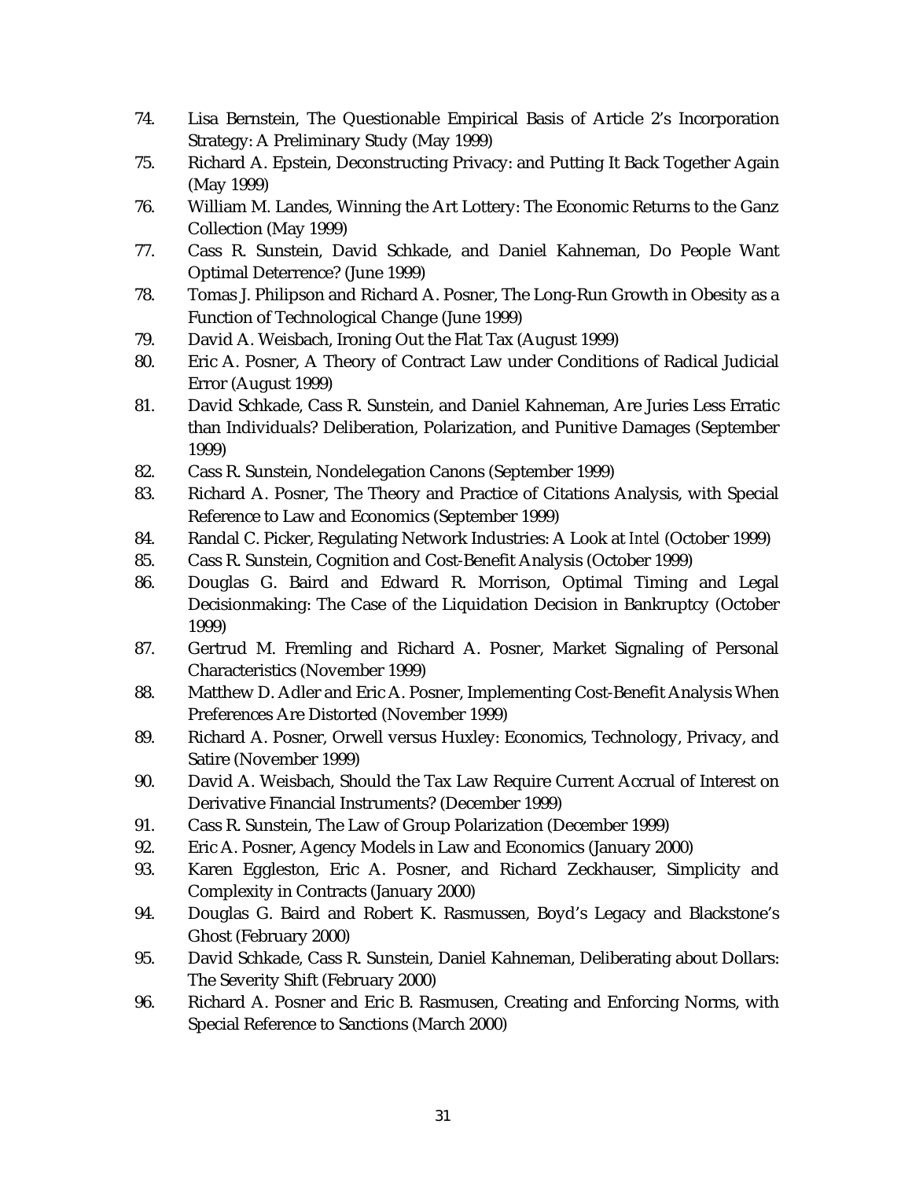74. Lisa Bernstein, The Questionable Empirical Basis of Article 2's Incorporation Strategy: A Preliminary Study (May 1999)
75. Richard A. Epstein, Deconstructing Privacy: and Putting It Back Together Again (May 1999)
76. William M. Landes, Winning the Art Lottery: The Economic Returns to the Ganz Collection (May 1999)
77. Cass R. Sunstein, David Schkade, and Daniel Kahneman, Do People Want Optimal Deterrence? (June 1999)
78. Tomas J. Philipson and Richard A. Posner, The Long-Run Growth in Obesity as a Function of Technological Change (June 1999)
79. David A. Weisbach, Ironing Out the Flat Tax (August 1999)
80. Eric A. Posner, A Theory of Contract Law under Conditions of Radical Judicial Error (August 1999)
81. David Schkade, Cass R. Sunstein, and Daniel Kahneman, Are Juries Less Erratic than Individuals? Deliberation, Polarization, and Punitive Damages (September 1999)
82. Cass R. Sunstein, Nondelegation Canons (September 1999)
83. Richard A. Posner, The Theory and Practice of Citations Analysis, with Special Reference to Law and Economics (September 1999)
84. Randal C. Picker, Regulating Network Industries: A Look at *Intel* (October 1999)
85. Cass R. Sunstein, Cognition and Cost-Benefit Analysis (October 1999)
86. Douglas G. Baird and Edward R. Morrison, Optimal Timing and Legal Decisionmaking: The Case of the Liquidation Decision in Bankruptcy (October 1999)
87. Gertrud M. Fremling and Richard A. Posner, Market Signaling of Personal Characteristics (November 1999)
88. Matthew D. Adler and Eric A. Posner, Implementing Cost-Benefit Analysis When Preferences Are Distorted (November 1999)
89. Richard A. Posner, Orwell versus Huxley: Economics, Technology, Privacy, and Satire (November 1999)
90. David A. Weisbach, Should the Tax Law Require Current Accrual of Interest on Derivative Financial Instruments? (December 1999)
91. Cass R. Sunstein, The Law of Group Polarization (December 1999)
92. Eric A. Posner, Agency Models in Law and Economics (January 2000)
93. Karen Eggleston, Eric A. Posner, and Richard Zeckhauser, Simplicity and Complexity in Contracts (January 2000)
94. Douglas G. Baird and Robert K. Rasmussen, Boyd's Legacy and Blackstone's Ghost (February 2000)
95. David Schkade, Cass R. Sunstein, Daniel Kahneman, Deliberating about Dollars: The Severity Shift (February 2000)
96. Richard A. Posner and Eric B. Rasmusen, Creating and Enforcing Norms, with Special Reference to Sanctions (March 2000)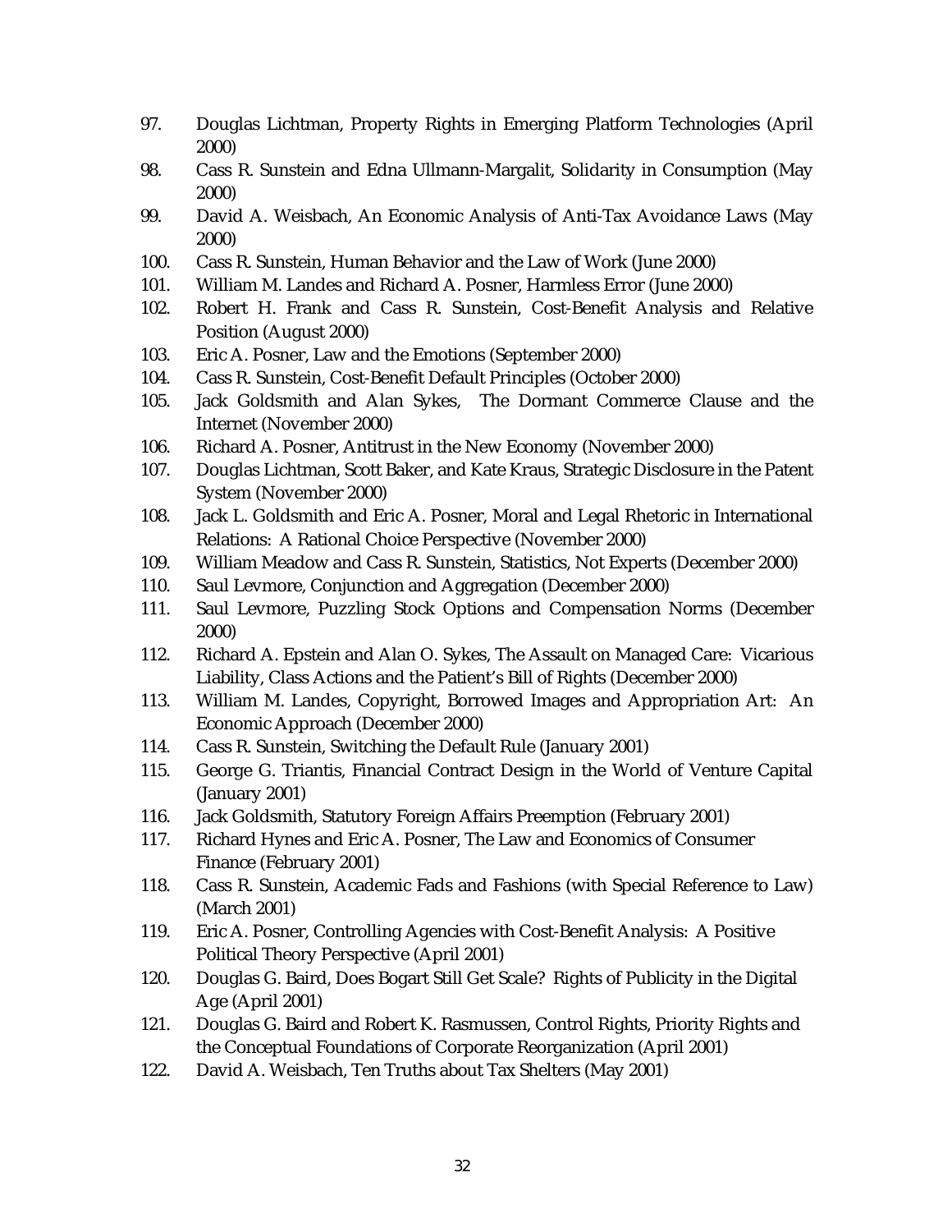97. Douglas Lichtman, Property Rights in Emerging Platform Technologies (April 2000)
98. Cass R. Sunstein and Edna Ullmann-Margalit, Solidarity in Consumption (May 2000)
99. David A. Weisbach, An Economic Analysis of Anti-Tax Avoidance Laws (May 2000)
100. Cass R. Sunstein, Human Behavior and the Law of Work (June 2000)
101. William M. Landes and Richard A. Posner, Harmless Error (June 2000)
102. Robert H. Frank and Cass R. Sunstein, Cost-Benefit Analysis and Relative Position (August 2000)
103. Eric A. Posner, Law and the Emotions (September 2000)
104. Cass R. Sunstein, Cost-Benefit Default Principles (October 2000)
105. Jack Goldsmith and Alan Sykes, The Dormant Commerce Clause and the Internet (November 2000)
106. Richard A. Posner, Antitrust in the New Economy (November 2000)
107. Douglas Lichtman, Scott Baker, and Kate Kraus, Strategic Disclosure in the Patent System (November 2000)
108. Jack L. Goldsmith and Eric A. Posner, Moral and Legal Rhetoric in International Relations: A Rational Choice Perspective (November 2000)
109. William Meadow and Cass R. Sunstein, Statistics, Not Experts (December 2000)
110. Saul Levmore, Conjunction and Aggregation (December 2000)
111. Saul Levmore, Puzzling Stock Options and Compensation Norms (December 2000)
112. Richard A. Epstein and Alan O. Sykes, The Assault on Managed Care: Vicarious Liability, Class Actions and the Patient's Bill of Rights (December 2000)
113. William M. Landes, Copyright, Borrowed Images and Appropriation Art: An Economic Approach (December 2000)
114. Cass R. Sunstein, Switching the Default Rule (January 2001)
115. George G. Triantis, Financial Contract Design in the World of Venture Capital (January 2001)
116. Jack Goldsmith, Statutory Foreign Affairs Preemption (February 2001)
117. Richard Hynes and Eric A. Posner, The Law and Economics of Consumer Finance (February 2001)
118. Cass R. Sunstein, Academic Fads and Fashions (with Special Reference to Law) (March 2001)
119. Eric A. Posner, Controlling Agencies with Cost-Benefit Analysis: A Positive Political Theory Perspective (April 2001)
120. Douglas G. Baird, Does Bogart Still Get Scale? Rights of Publicity in the Digital Age (April 2001)
121. Douglas G. Baird and Robert K. Rasmussen, Control Rights, Priority Rights and the Conceptual Foundations of Corporate Reorganization (April 2001)
122. David A. Weisbach, Ten Truths about Tax Shelters (May 2001)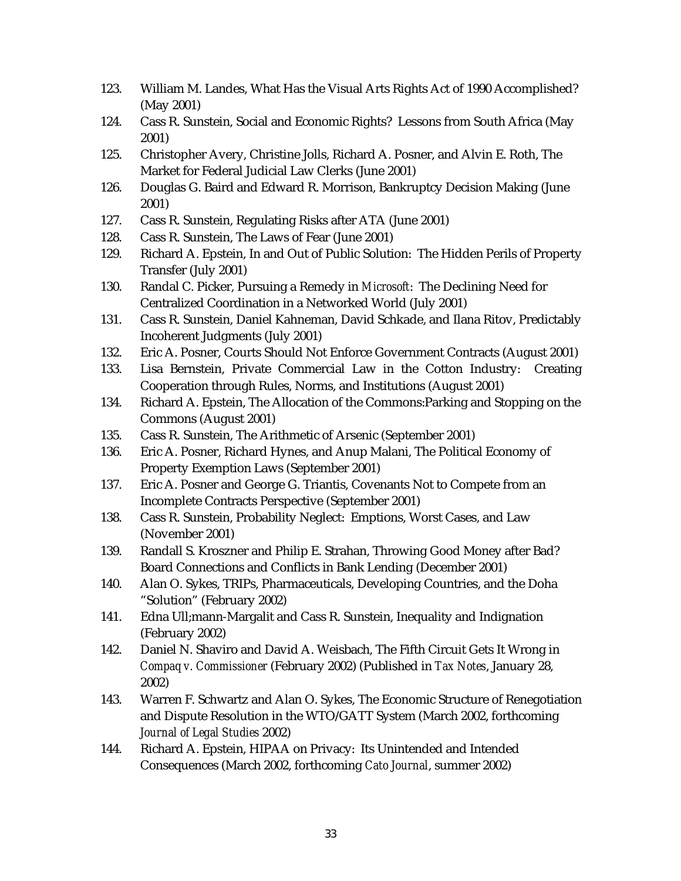123. William M. Landes, What Has the Visual Arts Rights Act of 1990 Accomplished? (May 2001)
124. Cass R. Sunstein, Social and Economic Rights? Lessons from South Africa (May 2001)
125. Christopher Avery, Christine Jolls, Richard A. Posner, and Alvin E. Roth, The Market for Federal Judicial Law Clerks (June 2001)
126. Douglas G. Baird and Edward R. Morrison, Bankruptcy Decision Making (June 2001)
127. Cass R. Sunstein, Regulating Risks after ATA (June 2001)
128. Cass R. Sunstein, The Laws of Fear (June 2001)
129. Richard A. Epstein, In and Out of Public Solution: The Hidden Perils of Property Transfer (July 2001)
130. Randal C. Picker, Pursuing a Remedy in *Microsoft*: The Declining Need for Centralized Coordination in a Networked World (July 2001)
131. Cass R. Sunstein, Daniel Kahneman, David Schkade, and Ilana Ritov, Predictably Incoherent Judgments (July 2001)
132. Eric A. Posner, Courts Should Not Enforce Government Contracts (August 2001)
133. Lisa Bernstein, Private Commercial Law in the Cotton Industry: Creating Cooperation through Rules, Norms, and Institutions (August 2001)
134. Richard A. Epstein, The Allocation of the Commons:Parking and Stopping on the Commons (August 2001)
135. Cass R. Sunstein, The Arithmetic of Arsenic (September 2001)
136. Eric A. Posner, Richard Hynes, and Anup Malani, The Political Economy of Property Exemption Laws (September 2001)
137. Eric A. Posner and George G. Triantis, Covenants Not to Compete from an Incomplete Contracts Perspective (September 2001)
138. Cass R. Sunstein, Probability Neglect: Emptions, Worst Cases, and Law (November 2001)
139. Randall S. Kroszner and Philip E. Strahan, Throwing Good Money after Bad? Board Connections and Conflicts in Bank Lending (December 2001)
140. Alan O. Sykes, TRIPs, Pharmaceuticals, Developing Countries, and the Doha "Solution" (February 2002)
141. Edna Ull;mann-Margalit and Cass R. Sunstein, Inequality and Indignation (February 2002)
142. Daniel N. Shaviro and David A. Weisbach, The Fifth Circuit Gets It Wrong in *Compaq v. Commissioner* (February 2002) (Published in *Tax Notes*, January 28, 2002)
143. Warren F. Schwartz and Alan O. Sykes, The Economic Structure of Renegotiation and Dispute Resolution in the WTO/GATT System (March 2002, forthcoming *Journal of Legal Studies* 2002)
144. Richard A. Epstein, HIPAA on Privacy: Its Unintended and Intended Consequences (March 2002, forthcoming *Cato Journal*, summer 2002)